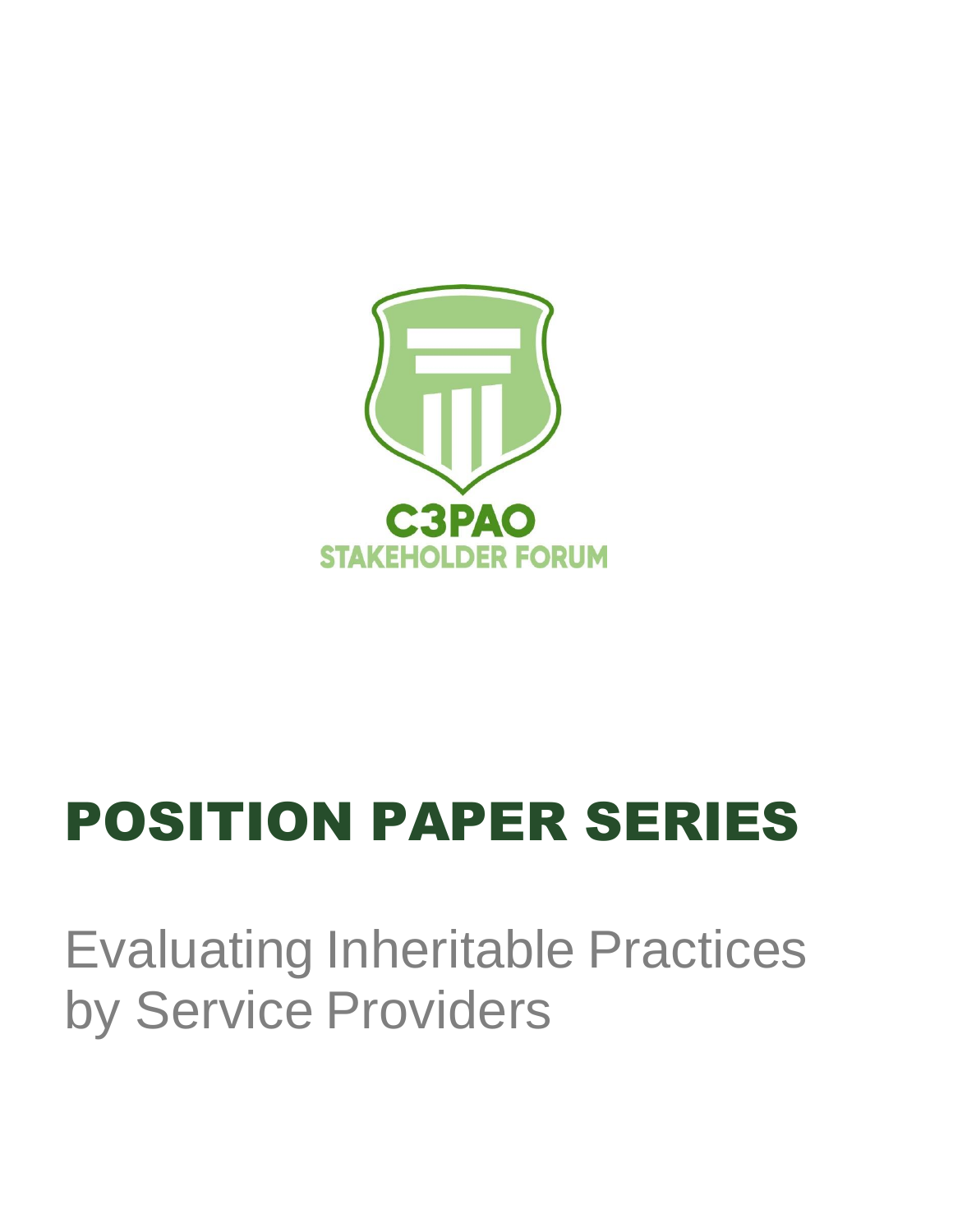C3PAO

STAKEHOLDER FORUM

# POSITION PAPER SERIES

## Evaluating Inheritable Practices by Service Providers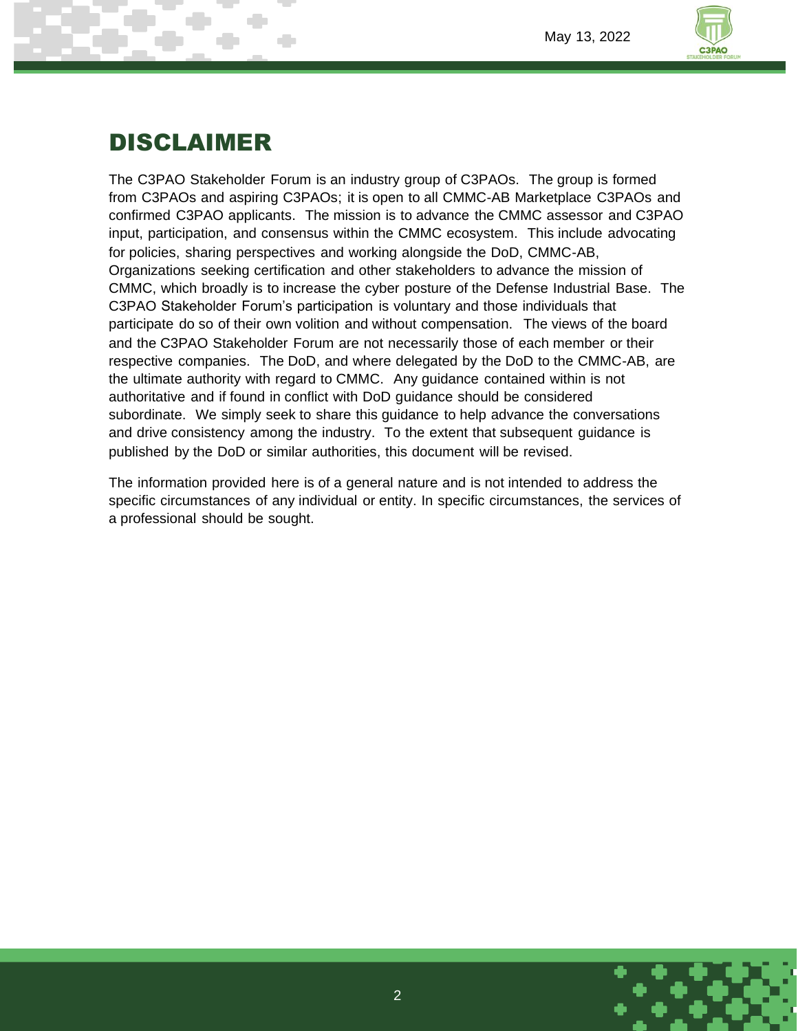# DISCLAIMER

The C3PAO Stakeholder Forum is an industry group of C3PAOs. The group is formed from C3PAOs and aspiring C3PAOs; it is open to all CMMC-AB Marketplace C3PAOs and confirmed C3PAO applicants. The mission is to advance the CMMC assessor and C3PAO input, participation, and consensus within the CMMC ecosystem. This include advocating for policies, sharing perspectives and working alongside the DoD, CMMC-AB, Organizations seeking certification and other stakeholders to advance the mission of CMMC, which broadly is to increase the cyber posture of the Defense Industrial Base. The C3PAO Stakeholder Forum's participation is voluntary and those individuals that participate do so of their own volition and without compensation. The views of the board and the C3PAO Stakeholder Forum are not necessarily those of each member or their respective companies. The DoD, and where delegated by the DoD to the CMMC-AB, are the ultimate authority with regard to CMMC. Any guidance contained within is not authoritative and if found in conflict with DoD guidance should be considered subordinate. We simply seek to share this guidance to help advance the conversations and drive consistency among the industry. To the extent that subsequent guidance is published by the DoD or similar authorities, this document will be revised.

The information provided here is of a general nature and is not intended to address the specific circumstances of any individual or entity. In specific circumstances, the services of a professional should be sought.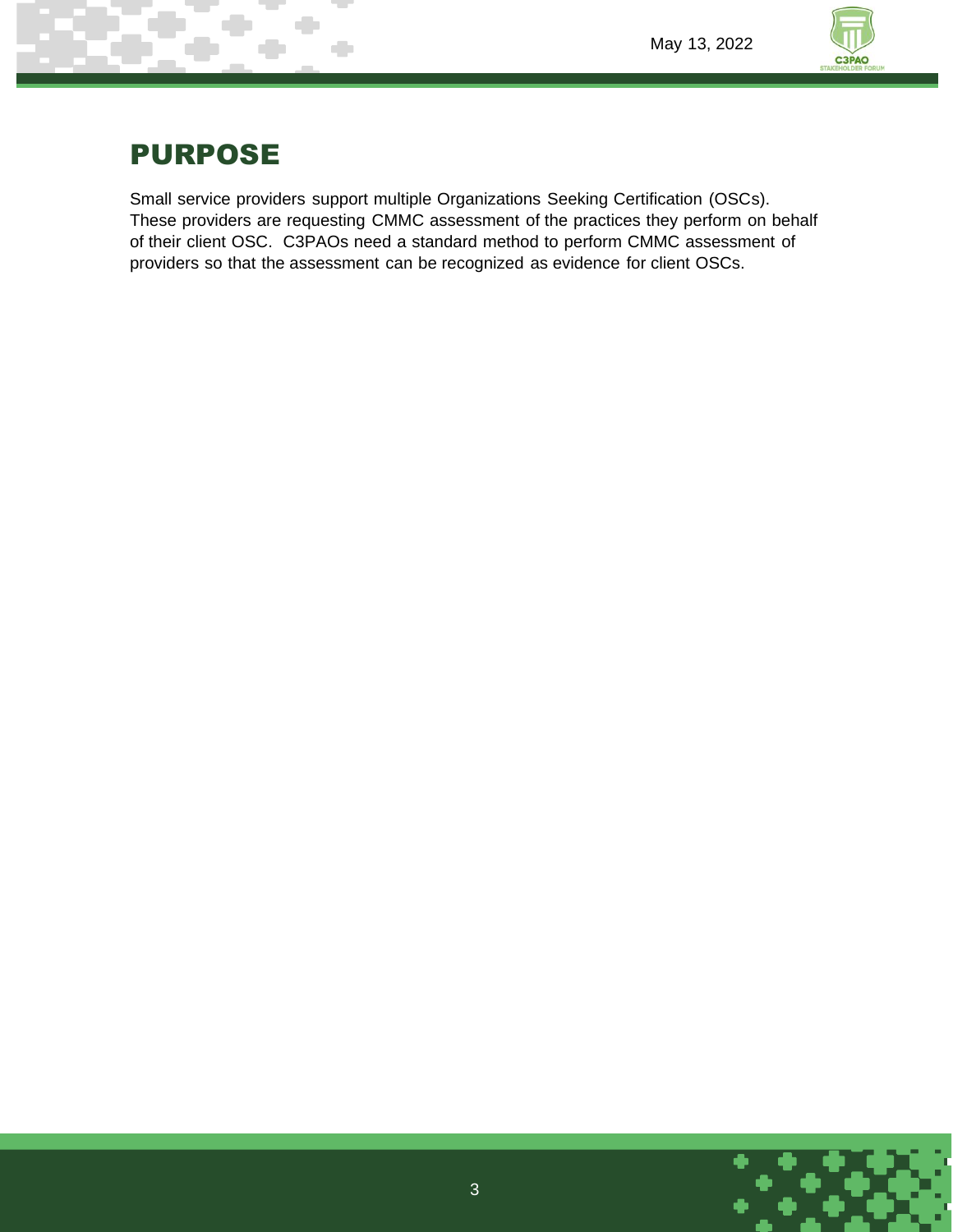# PURPOSE

Small service providers support multiple Organizations Seeking Certification (OSCs). These providers are requesting CMMC assessment of the practices they perform on behalf of their client OSC. C3PAOs need a standard method to perform CMMC assessment of providers so that the assessment can be recognized as evidence for client OSCs.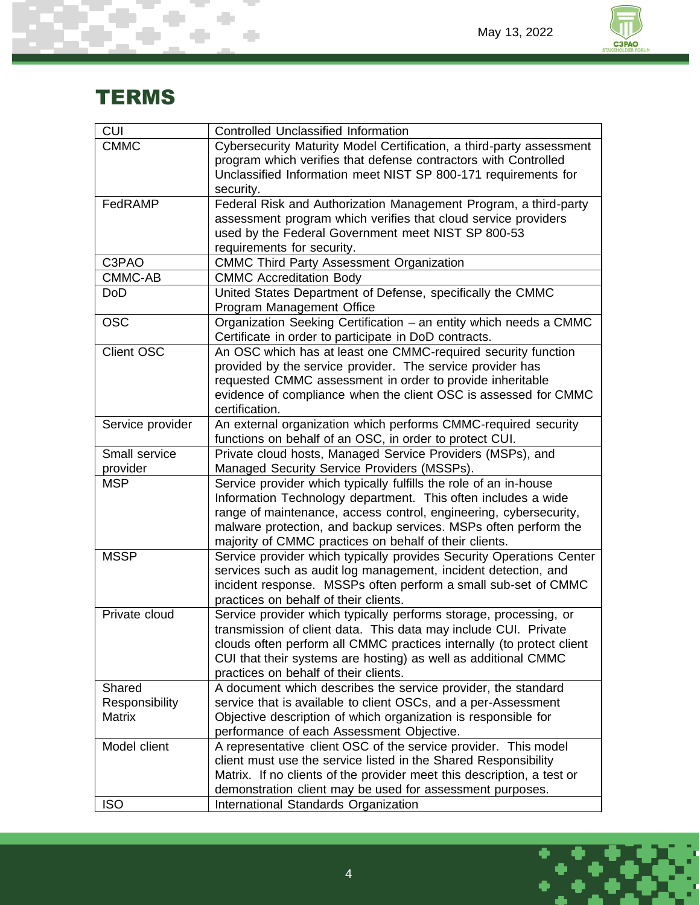# TERMS

| Term | Definition |
|---|---|
| CUI | Controlled Unclassified Information |
| CMMC | Cybersecurity Maturity Model Certification, a third-party assessment program which verifies that defense contractors with Controlled Unclassified Information meet NIST SP 800-171 requirements for security. |
| FedRAMP | Federal Risk and Authorization Management Program, a third-party assessment program which verifies that cloud service providers used by the Federal Government meet NIST SP 800-53 requirements for security. |
| C3PAO | CMMC Third Party Assessment Organization |
| CMMC-AB | CMMC Accreditation Body |
| DoD | United States Department of Defense, specifically the CMMC Program Management Office |
| OSC | Organization Seeking Certification – an entity which needs a CMMC Certificate in order to participate in DoD contracts. |
| Client OSC | An OSC which has at least one CMMC-required security function provided by the service provider. The service provider has requested CMMC assessment in order to provide inheritable evidence of compliance when the client OSC is assessed for CMMC certification. |
| Service provider | An external organization which performs CMMC-required security functions on behalf of an OSC, in order to protect CUI. |
| Small service provider | Private cloud hosts, Managed Service Providers (MSPs), and Managed Security Service Providers (MSSPs). |
| MSP | Service provider which typically fulfills the role of an in-house Information Technology department. This often includes a wide range of maintenance, access control, engineering, cybersecurity, malware protection, and backup services. MSPs often perform the majority of CMMC practices on behalf of their clients. |
| MSSP | Service provider which typically provides Security Operations Center services such as audit log management, incident detection, and incident response. MSSPs often perform a small sub-set of CMMC practices on behalf of their clients. |
| Private cloud | Service provider which typically performs storage, processing, or transmission of client data. This data may include CUI. Private clouds often perform all CMMC practices internally (to protect client CUI that their systems are hosting) as well as additional CMMC practices on behalf of their clients. |
| Shared Responsibility Matrix | A document which describes the service provider, the standard service that is available to client OSCs, and a per-Assessment Objective description of which organization is responsible for performance of each Assessment Objective. |
| Model client | A representative client OSC of the service provider. This model client must use the service listed in the Shared Responsibility Matrix. If no clients of the provider meet this description, a test or demonstration client may be used for assessment purposes. |
| ISO | International Standards Organization |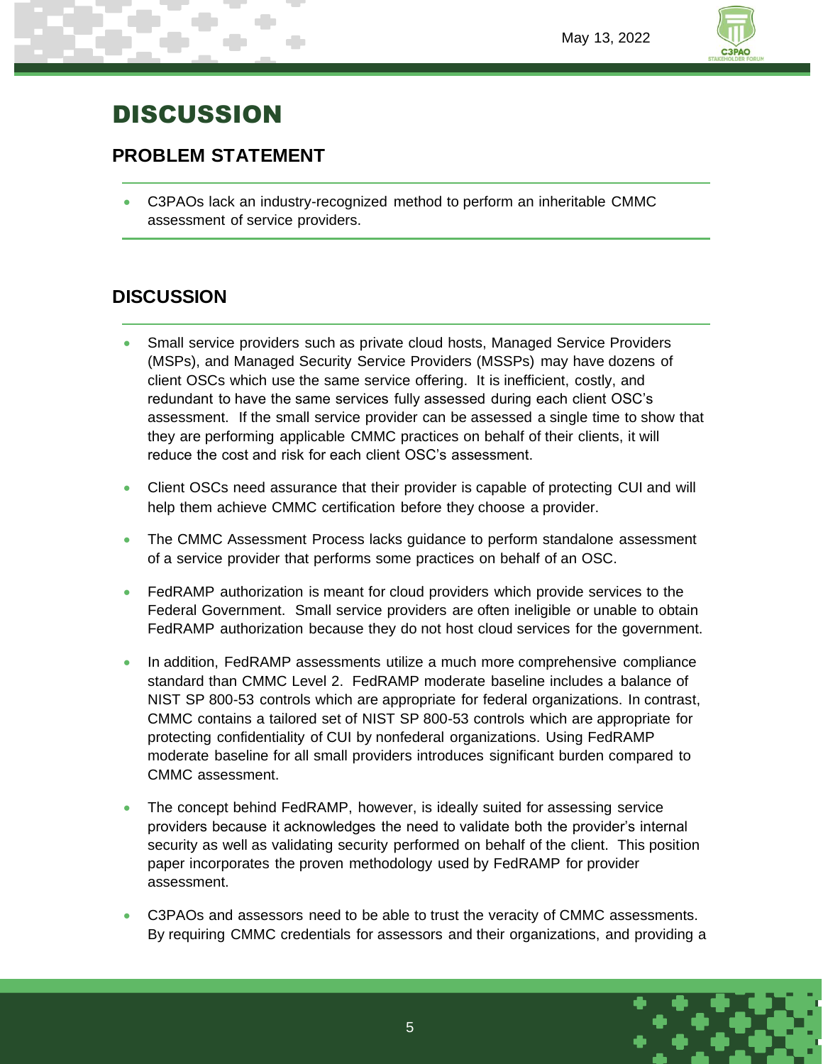# DISCUSSION

## PROBLEM STATEMENT

- C3PAOs lack an industry-recognized method to perform an inheritable CMMC assessment of service providers.

## DISCUSSION

- Small service providers such as private cloud hosts, Managed Service Providers (MSPs), and Managed Security Service Providers (MSSPs) may have dozens of client OSCs which use the same service offering. It is inefficient, costly, and redundant to have the same services fully assessed during each client OSC's assessment. If the small service provider can be assessed a single time to show that they are performing applicable CMMC practices on behalf of their clients, it will reduce the cost and risk for each client OSC's assessment.
- Client OSCs need assurance that their provider is capable of protecting CUI and will help them achieve CMMC certification before they choose a provider.
- The CMMC Assessment Process lacks guidance to perform standalone assessment of a service provider that performs some practices on behalf of an OSC.
- FedRAMP authorization is meant for cloud providers which provide services to the Federal Government. Small service providers are often ineligible or unable to obtain FedRAMP authorization because they do not host cloud services for the government.
- In addition, FedRAMP assessments utilize a much more comprehensive compliance standard than CMMC Level 2. FedRAMP moderate baseline includes a balance of NIST SP 800-53 controls which are appropriate for federal organizations. In contrast, CMMC contains a tailored set of NIST SP 800-53 controls which are appropriate for protecting confidentiality of CUI by nonfederal organizations. Using FedRAMP moderate baseline for all small providers introduces significant burden compared to CMMC assessment.
- The concept behind FedRAMP, however, is ideally suited for assessing service providers because it acknowledges the need to validate both the provider's internal security as well as validating security performed on behalf of the client. This position paper incorporates the proven methodology used by FedRAMP for provider assessment.
- C3PAOs and assessors need to be able to trust the veracity of CMMC assessments. By requiring CMMC credentials for assessors and their organizations, and providing a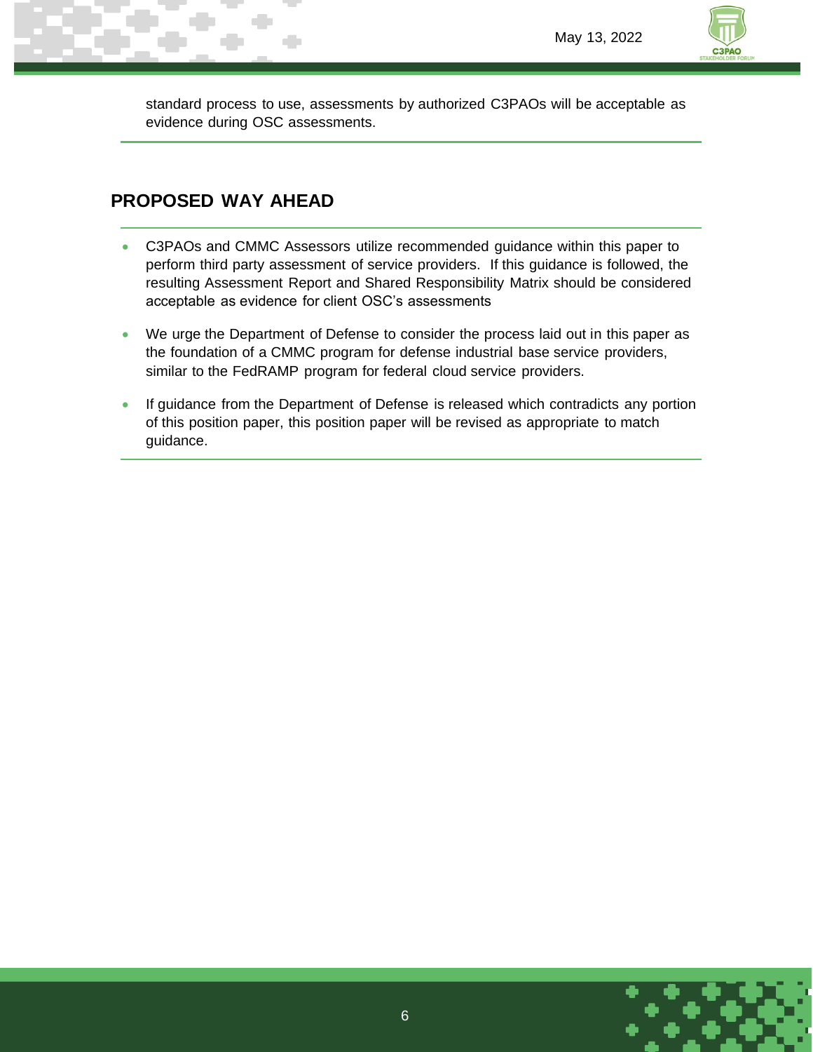standard process to use, assessments by authorized C3PAOs will be acceptable as evidence during OSC assessments.

## PROPOSED WAY AHEAD

- C3PAOs and CMMC Assessors utilize recommended guidance within this paper to perform third party assessment of service providers. If this guidance is followed, the resulting Assessment Report and Shared Responsibility Matrix should be considered acceptable as evidence for client OSC's assessments
- We urge the Department of Defense to consider the process laid out in this paper as the foundation of a CMMC program for defense industrial base service providers, similar to the FedRAMP program for federal cloud service providers.
- If guidance from the Department of Defense is released which contradicts any portion of this position paper, this position paper will be revised as appropriate to match guidance.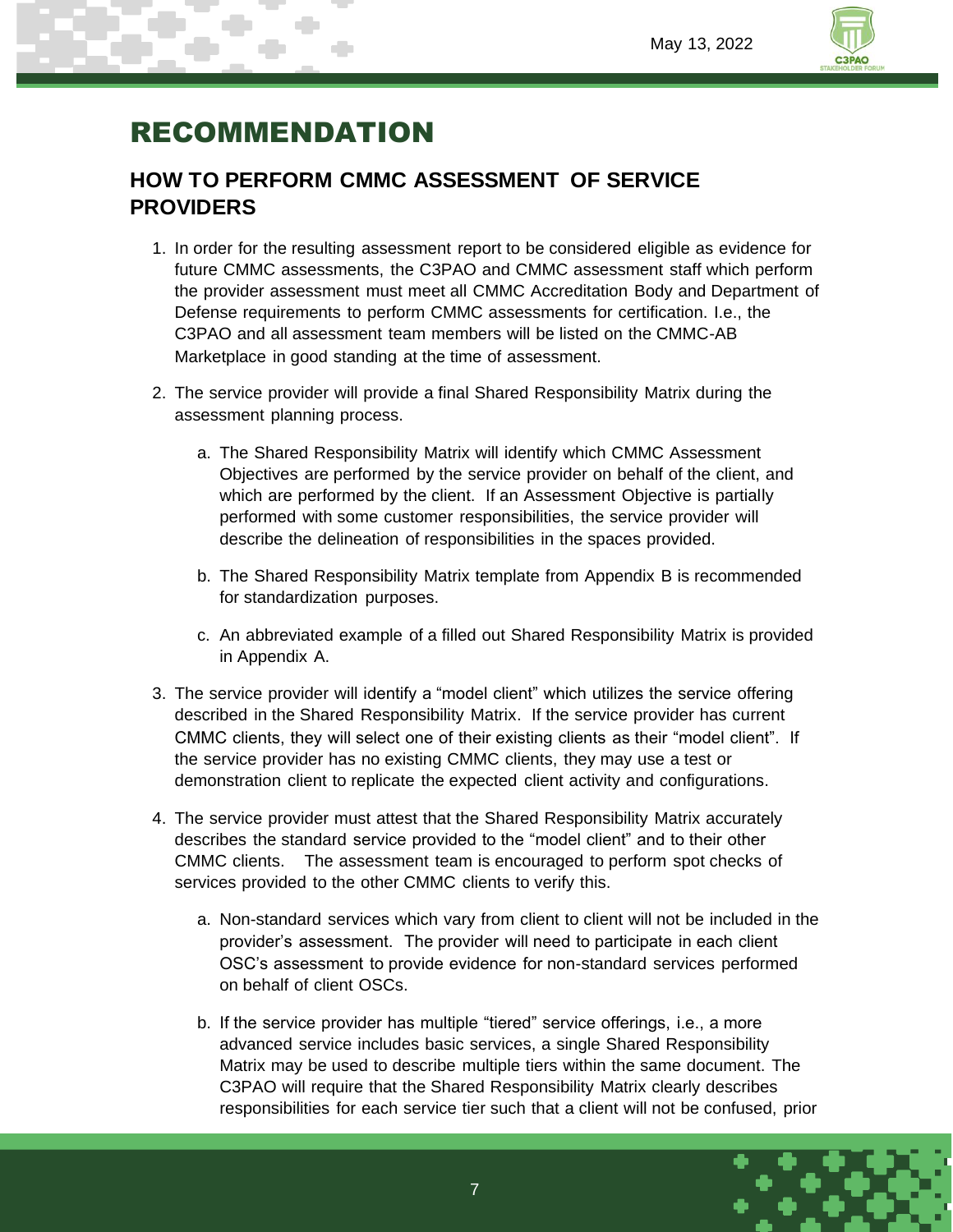# RECOMMENDATION

## HOW TO PERFORM CMMC ASSESSMENT OF SERVICE PROVIDERS

1. In order for the resulting assessment report to be considered eligible as evidence for future CMMC assessments, the C3PAO and CMMC assessment staff which perform the provider assessment must meet all CMMC Accreditation Body and Department of Defense requirements to perform CMMC assessments for certification. I.e., the C3PAO and all assessment team members will be listed on the CMMC-AB Marketplace in good standing at the time of assessment.

2. The service provider will provide a final Shared Responsibility Matrix during the assessment planning process.

   a. The Shared Responsibility Matrix will identify which CMMC Assessment Objectives are performed by the service provider on behalf of the client, and which are performed by the client. If an Assessment Objective is partially performed with some customer responsibilities, the service provider will describe the delineation of responsibilities in the spaces provided.

   b. The Shared Responsibility Matrix template from Appendix B is recommended for standardization purposes.

   c. An abbreviated example of a filled out Shared Responsibility Matrix is provided in Appendix A.

3. The service provider will identify a “model client” which utilizes the service offering described in the Shared Responsibility Matrix. If the service provider has current CMMC clients, they will select one of their existing clients as their “model client”. If the service provider has no existing CMMC clients, they may use a test or demonstration client to replicate the expected client activity and configurations.

4. The service provider must attest that the Shared Responsibility Matrix accurately describes the standard service provided to the “model client” and to their other CMMC clients. The assessment team is encouraged to perform spot checks of services provided to the other CMMC clients to verify this.

   a. Non-standard services which vary from client to client will not be included in the provider’s assessment. The provider will need to participate in each client OSC’s assessment to provide evidence for non-standard services performed on behalf of client OSCs.

   b. If the service provider has multiple “tiered” service offerings, i.e., a more advanced service includes basic services, a single Shared Responsibility Matrix may be used to describe multiple tiers within the same document. The C3PAO will require that the Shared Responsibility Matrix clearly describes responsibilities for each service tier such that a client will not be confused, prior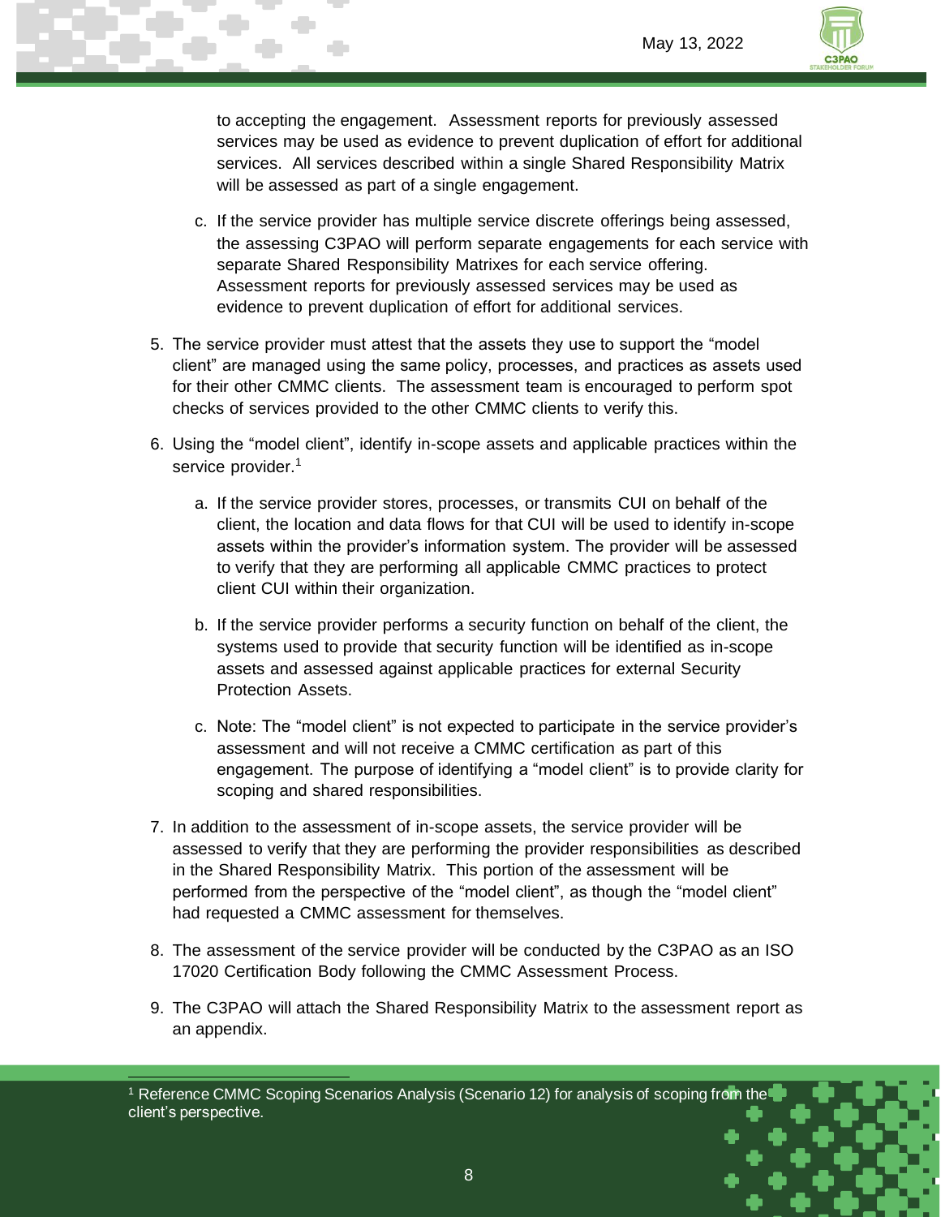to accepting the engagement. Assessment reports for previously assessed services may be used as evidence to prevent duplication of effort for additional services. All services described within a single Shared Responsibility Matrix will be assessed as part of a single engagement.

   c. If the service provider has multiple service discrete offerings being assessed, the assessing C3PAO will perform separate engagements for each service with separate Shared Responsibility Matrixes for each service offering. Assessment reports for previously assessed services may be used as evidence to prevent duplication of effort for additional services.

5. The service provider must attest that the assets they use to support the "model client" are managed using the same policy, processes, and practices as assets used for their other CMMC clients. The assessment team is encouraged to perform spot checks of services provided to the other CMMC clients to verify this.

6. Using the "model client", identify in-scope assets and applicable practices within the service provider.[1]

   a. If the service provider stores, processes, or transmits CUI on behalf of the client, the location and data flows for that CUI will be used to identify in-scope assets within the provider's information system. The provider will be assessed to verify that they are performing all applicable CMMC practices to protect client CUI within their organization.

   b. If the service provider performs a security function on behalf of the client, the systems used to provide that security function will be identified as in-scope assets and assessed against applicable practices for external Security Protection Assets.

   c. Note: The "model client" is not expected to participate in the service provider's assessment and will not receive a CMMC certification as part of this engagement. The purpose of identifying a "model client" is to provide clarity for scoping and shared responsibilities.

7. In addition to the assessment of in-scope assets, the service provider will be assessed to verify that they are performing the provider responsibilities as described in the Shared Responsibility Matrix. This portion of the assessment will be performed from the perspective of the "model client", as though the "model client" had requested a CMMC assessment for themselves.

8. The assessment of the service provider will be conducted by the C3PAO as an ISO 17020 Certification Body following the CMMC Assessment Process.

9. The C3PAO will attach the Shared Responsibility Matrix to the assessment report as an appendix.

[1] Reference CMMC Scoping Scenarios Analysis (Scenario 12) for analysis of scoping from the client's perspective.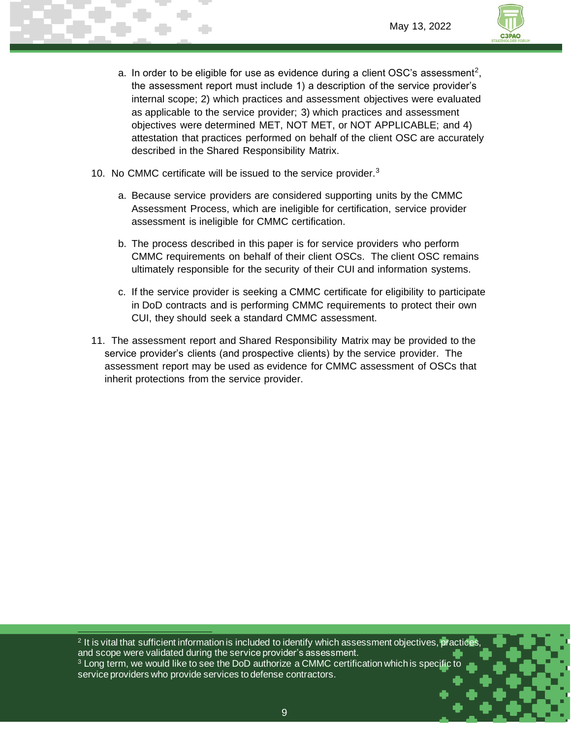a. In order to be eligible for use as evidence during a client OSC's assessment[2], the assessment report must include 1) a description of the service provider's internal scope; 2) which practices and assessment objectives were evaluated as applicable to the service provider; 3) which practices and assessment objectives were determined MET, NOT MET, or NOT APPLICABLE; and 4) attestation that practices performed on behalf of the client OSC are accurately described in the Shared Responsibility Matrix.

10. No CMMC certificate will be issued to the service provider.[3]

    a. Because service providers are considered supporting units by the CMMC Assessment Process, which are ineligible for certification, service provider assessment is ineligible for CMMC certification.

    b. The process described in this paper is for service providers who perform CMMC requirements on behalf of their client OSCs. The client OSC remains ultimately responsible for the security of their CUI and information systems.

    c. If the service provider is seeking a CMMC certificate for eligibility to participate in DoD contracts and is performing CMMC requirements to protect their own CUI, they should seek a standard CMMC assessment.

11. The assessment report and Shared Responsibility Matrix may be provided to the service provider's clients (and prospective clients) by the service provider. The assessment report may be used as evidence for CMMC assessment of OSCs that inherit protections from the service provider.

---

[2] It is vital that sufficient information is included to identify which assessment objectives, practices, and scope were validated during the service provider's assessment.

[3] Long term, we would like to see the DoD authorize a CMMC certification which is specific to service providers who provide services to defense contractors.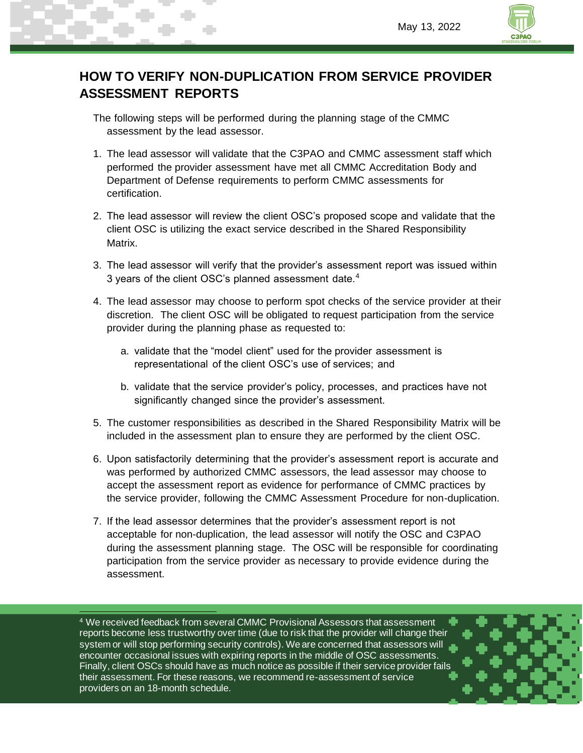## HOW TO VERIFY NON-DUPLICATION FROM SERVICE PROVIDER ASSESSMENT REPORTS

The following steps will be performed during the planning stage of the CMMC assessment by the lead assessor.

1. The lead assessor will validate that the C3PAO and CMMC assessment staff which performed the provider assessment have met all CMMC Accreditation Body and Department of Defense requirements to perform CMMC assessments for certification.

2. The lead assessor will review the client OSC's proposed scope and validate that the client OSC is utilizing the exact service described in the Shared Responsibility Matrix.

3. The lead assessor will verify that the provider's assessment report was issued within 3 years of the client OSC's planned assessment date.[4]

4. The lead assessor may choose to perform spot checks of the service provider at their discretion. The client OSC will be obligated to request participation from the service provider during the planning phase as requested to:

   a. validate that the "model client" used for the provider assessment is representational of the client OSC's use of services; and

   b. validate that the service provider's policy, processes, and practices have not significantly changed since the provider's assessment.

5. The customer responsibilities as described in the Shared Responsibility Matrix will be included in the assessment plan to ensure they are performed by the client OSC.

6. Upon satisfactorily determining that the provider's assessment report is accurate and was performed by authorized CMMC assessors, the lead assessor may choose to accept the assessment report as evidence for performance of CMMC practices by the service provider, following the CMMC Assessment Procedure for non-duplication.

7. If the lead assessor determines that the provider's assessment report is not acceptable for non-duplication, the lead assessor will notify the OSC and C3PAO during the assessment planning stage. The OSC will be responsible for coordinating participation from the service provider as necessary to provide evidence during the assessment.

---

[4] We received feedback from several CMMC Provisional Assessors that assessment reports become less trustworthy over time (due to risk that the provider will change their system or will stop performing security controls). We are concerned that assessors will encounter occasional issues with expiring reports in the middle of OSC assessments. Finally, client OSCs should have as much notice as possible if their service provider fails their assessment. For these reasons, we recommend re-assessment of service providers on an 18-month schedule.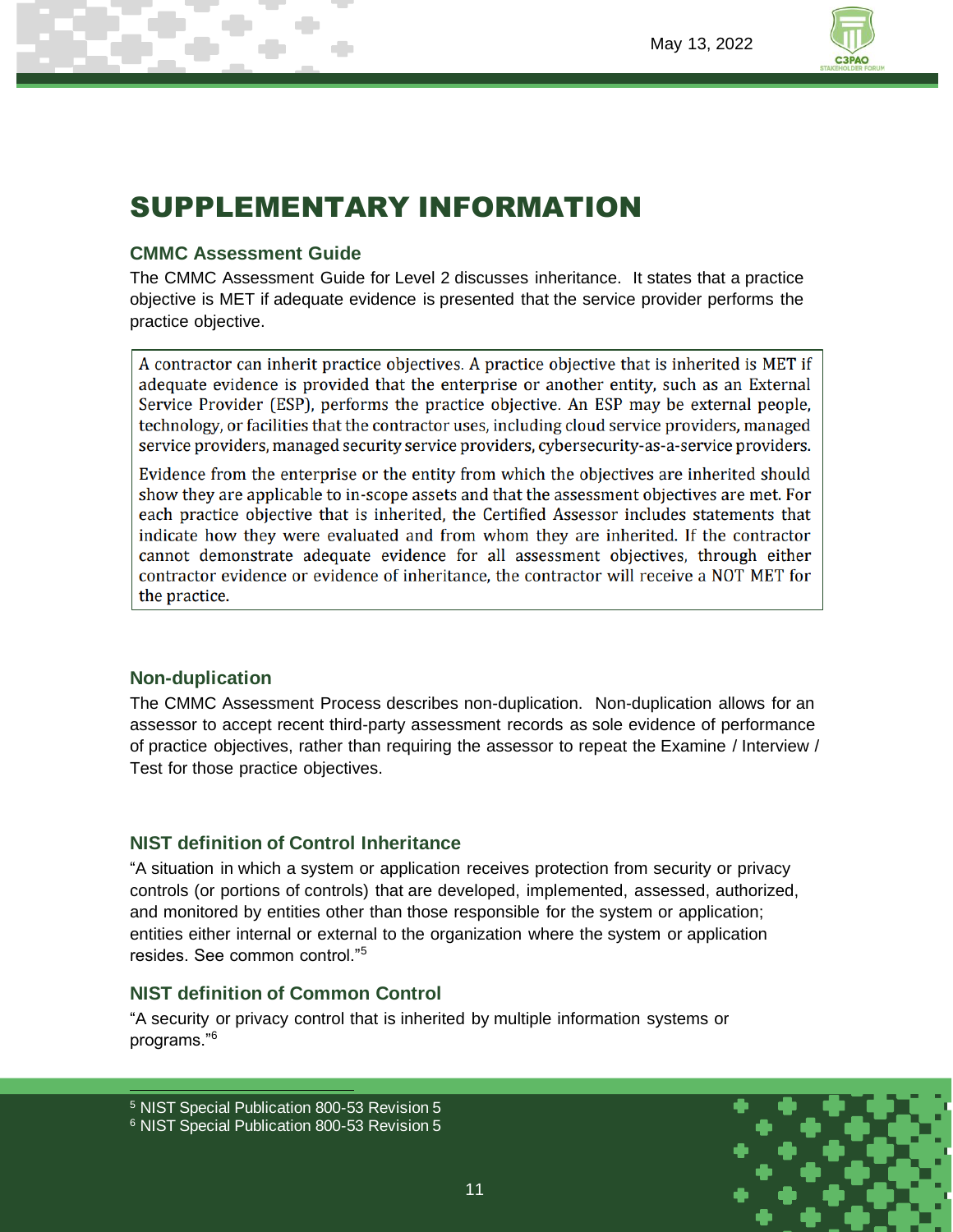# SUPPLEMENTARY INFORMATION

### CMMC Assessment Guide

The CMMC Assessment Guide for Level 2 discusses inheritance. It states that a practice objective is MET if adequate evidence is presented that the service provider performs the practice objective.

> A contractor can inherit practice objectives. A practice objective that is inherited is MET if adequate evidence is provided that the enterprise or another entity, such as an External Service Provider (ESP), performs the practice objective. An ESP may be external people, technology, or facilities that the contractor uses, including cloud service providers, managed service providers, managed security service providers, cybersecurity-as-a-service providers.
>
> Evidence from the enterprise or the entity from which the objectives are inherited should show they are applicable to in-scope assets and that the assessment objectives are met. For each practice objective that is inherited, the Certified Assessor includes statements that indicate how they were evaluated and from whom they are inherited. If the contractor cannot demonstrate adequate evidence for all assessment objectives, through either contractor evidence or evidence of inheritance, the contractor will receive a NOT MET for the practice.

### Non-duplication

The CMMC Assessment Process describes non-duplication. Non-duplication allows for an assessor to accept recent third-party assessment records as sole evidence of performance of practice objectives, rather than requiring the assessor to repeat the Examine / Interview / Test for those practice objectives.

### NIST definition of Control Inheritance

"A situation in which a system or application receives protection from security or privacy controls (or portions of controls) that are developed, implemented, assessed, authorized, and monitored by entities other than those responsible for the system or application; entities either internal or external to the organization where the system or application resides. See common control."[5]

### NIST definition of Common Control

"A security or privacy control that is inherited by multiple information systems or programs."[6]

---

[5] NIST Special Publication 800-53 Revision 5

[6] NIST Special Publication 800-53 Revision 5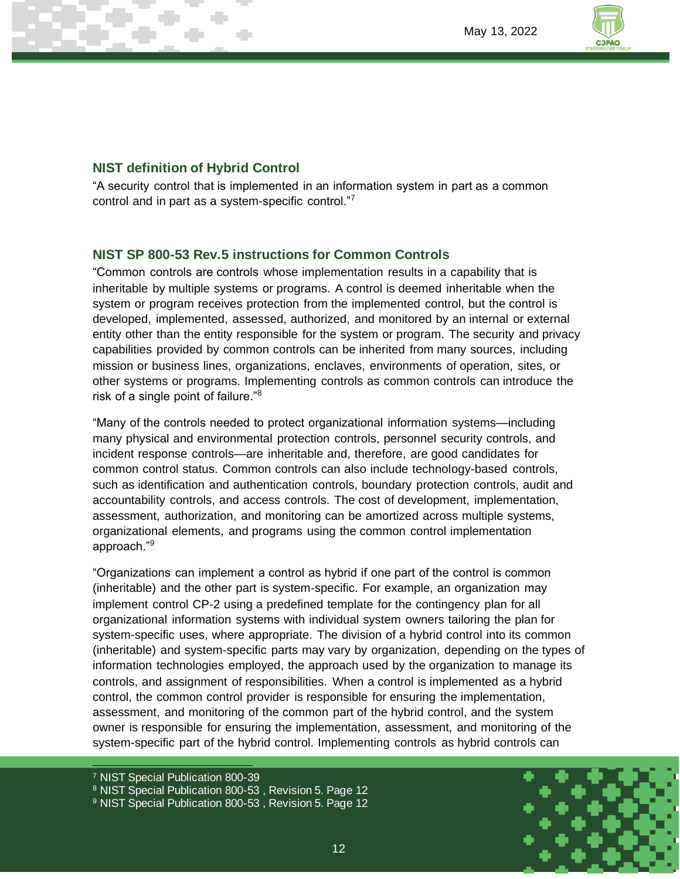## NIST definition of Hybrid Control

"A security control that is implemented in an information system in part as a common control and in part as a system-specific control."[7]

## NIST SP 800-53 Rev.5 instructions for Common Controls

"Common controls are controls whose implementation results in a capability that is inheritable by multiple systems or programs. A control is deemed inheritable when the system or program receives protection from the implemented control, but the control is developed, implemented, assessed, authorized, and monitored by an internal or external entity other than the entity responsible for the system or program. The security and privacy capabilities provided by common controls can be inherited from many sources, including mission or business lines, organizations, enclaves, environments of operation, sites, or other systems or programs. Implementing controls as common controls can introduce the risk of a single point of failure."[8]

"Many of the controls needed to protect organizational information systems—including many physical and environmental protection controls, personnel security controls, and incident response controls—are inheritable and, therefore, are good candidates for common control status. Common controls can also include technology-based controls, such as identification and authentication controls, boundary protection controls, audit and accountability controls, and access controls. The cost of development, implementation, assessment, authorization, and monitoring can be amortized across multiple systems, organizational elements, and programs using the common control implementation approach."[9]

"Organizations can implement a control as hybrid if one part of the control is common (inheritable) and the other part is system-specific. For example, an organization may implement control CP-2 using a predefined template for the contingency plan for all organizational information systems with individual system owners tailoring the plan for system-specific uses, where appropriate. The division of a hybrid control into its common (inheritable) and system-specific parts may vary by organization, depending on the types of information technologies employed, the approach used by the organization to manage its controls, and assignment of responsibilities. When a control is implemented as a hybrid control, the common control provider is responsible for ensuring the implementation, assessment, and monitoring of the common part of the hybrid control, and the system owner is responsible for ensuring the implementation, assessment, and monitoring of the system-specific part of the hybrid control. Implementing controls as hybrid controls can

---

[7] NIST Special Publication 800-39

[8] NIST Special Publication 800-53 , Revision 5. Page 12

[9] NIST Special Publication 800-53 , Revision 5. Page 12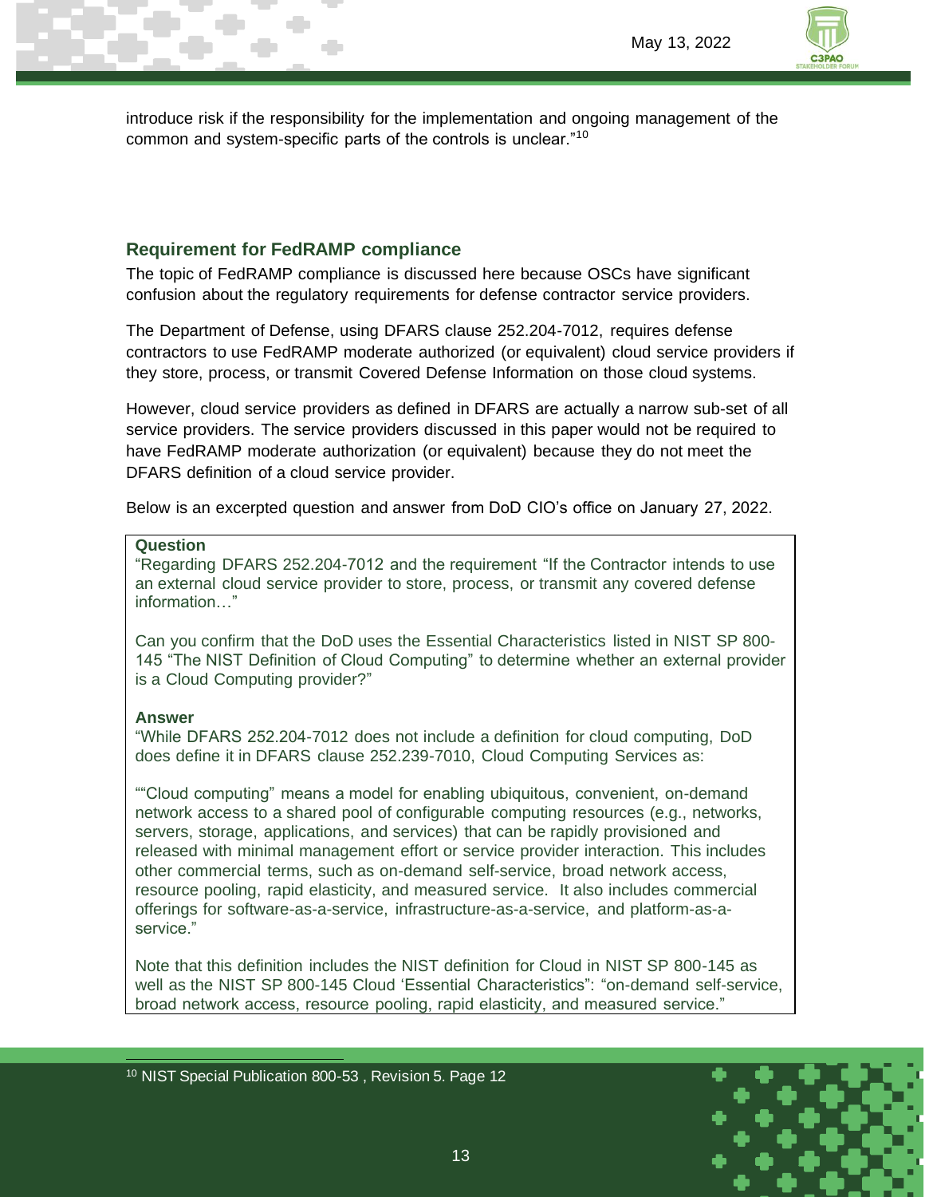introduce risk if the responsibility for the implementation and ongoing management of the common and system-specific parts of the controls is unclear."[10]

## Requirement for FedRAMP compliance

The topic of FedRAMP compliance is discussed here because OSCs have significant confusion about the regulatory requirements for defense contractor service providers.

The Department of Defense, using DFARS clause 252.204-7012, requires defense contractors to use FedRAMP moderate authorized (or equivalent) cloud service providers if they store, process, or transmit Covered Defense Information on those cloud systems.

However, cloud service providers as defined in DFARS are actually a narrow sub-set of all service providers. The service providers discussed in this paper would not be required to have FedRAMP moderate authorization (or equivalent) because they do not meet the DFARS definition of a cloud service provider.

Below is an excerpted question and answer from DoD CIO's office on January 27, 2022.

> **Question**
>
> "Regarding DFARS 252.204-7012 and the requirement "If the Contractor intends to use an external cloud service provider to store, process, or transmit any covered defense information…"
>
> Can you confirm that the DoD uses the Essential Characteristics listed in NIST SP 800-145 "The NIST Definition of Cloud Computing" to determine whether an external provider is a Cloud Computing provider?"
>
> **Answer**
>
> "While DFARS 252.204-7012 does not include a definition for cloud computing, DoD does define it in DFARS clause 252.239-7010, Cloud Computing Services as:
>
> ""Cloud computing" means a model for enabling ubiquitous, convenient, on-demand network access to a shared pool of configurable computing resources (e.g., networks, servers, storage, applications, and services) that can be rapidly provisioned and released with minimal management effort or service provider interaction. This includes other commercial terms, such as on-demand self-service, broad network access, resource pooling, rapid elasticity, and measured service. It also includes commercial offerings for software-as-a-service, infrastructure-as-a-service, and platform-as-a-service."
>
> Note that this definition includes the NIST definition for Cloud in NIST SP 800-145 as well as the NIST SP 800-145 Cloud 'Essential Characteristics": "on-demand self-service, broad network access, resource pooling, rapid elasticity, and measured service."

[10] NIST Special Publication 800-53 , Revision 5. Page 12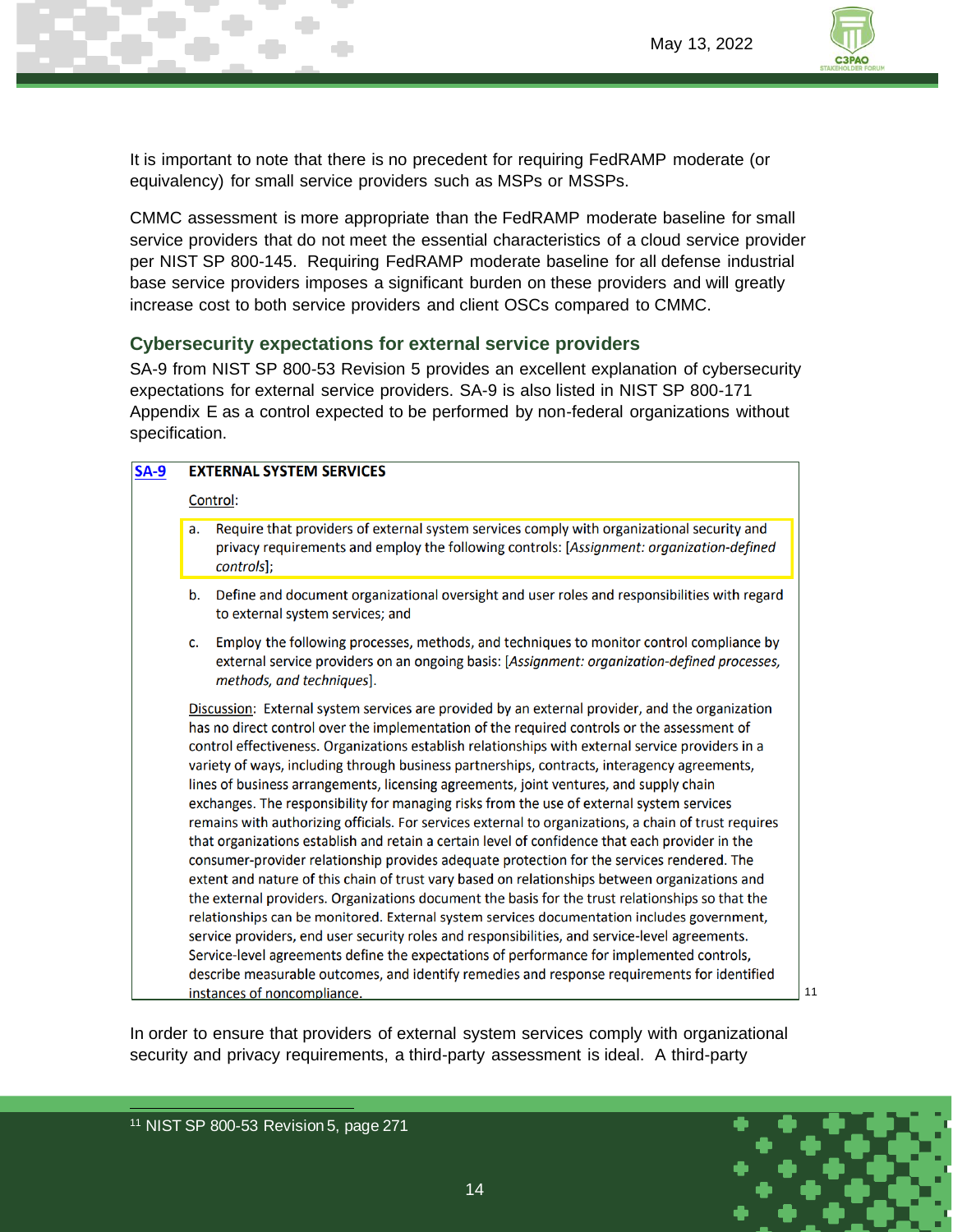It is important to note that there is no precedent for requiring FedRAMP moderate (or equivalency) for small service providers such as MSPs or MSSPs.

CMMC assessment is more appropriate than the FedRAMP moderate baseline for small service providers that do not meet the essential characteristics of a cloud service provider per NIST SP 800-145. Requiring FedRAMP moderate baseline for all defense industrial base service providers imposes a significant burden on these providers and will greatly increase cost to both service providers and client OSCs compared to CMMC.

## Cybersecurity expectations for external service providers

SA-9 from NIST SP 800-53 Revision 5 provides an excellent explanation of cybersecurity expectations for external service providers. SA-9 is also listed in NIST SP 800-171 Appendix E as a control expected to be performed by non-federal organizations without specification.

> **SA-9** **EXTERNAL SYSTEM SERVICES**
>
> Control:
>
> a. Require that providers of external system services comply with organizational security and privacy requirements and employ the following controls: [*Assignment: organization-defined controls*];
>
> b. Define and document organizational oversight and user roles and responsibilities with regard to external system services; and
>
> c. Employ the following processes, methods, and techniques to monitor control compliance by external service providers on an ongoing basis: [*Assignment: organization-defined processes, methods, and techniques*].
>
> Discussion: External system services are provided by an external provider, and the organization has no direct control over the implementation of the required controls or the assessment of control effectiveness. Organizations establish relationships with external service providers in a variety of ways, including through business partnerships, contracts, interagency agreements, lines of business arrangements, licensing agreements, joint ventures, and supply chain exchanges. The responsibility for managing risks from the use of external system services remains with authorizing officials. For services external to organizations, a chain of trust requires that organizations establish and retain a certain level of confidence that each provider in the consumer-provider relationship provides adequate protection for the services rendered. The extent and nature of this chain of trust vary based on relationships between organizations and the external providers. Organizations document the basis for the trust relationships so that the relationships can be monitored. External system services documentation includes government, service providers, end user security roles and responsibilities, and service-level agreements. Service-level agreements define the expectations of performance for implemented controls, describe measurable outcomes, and identify remedies and response requirements for identified instances of noncompliance.[11]

In order to ensure that providers of external system services comply with organizational security and privacy requirements, a third-party assessment is ideal. A third-party

[11] NIST SP 800-53 Revision 5, page 271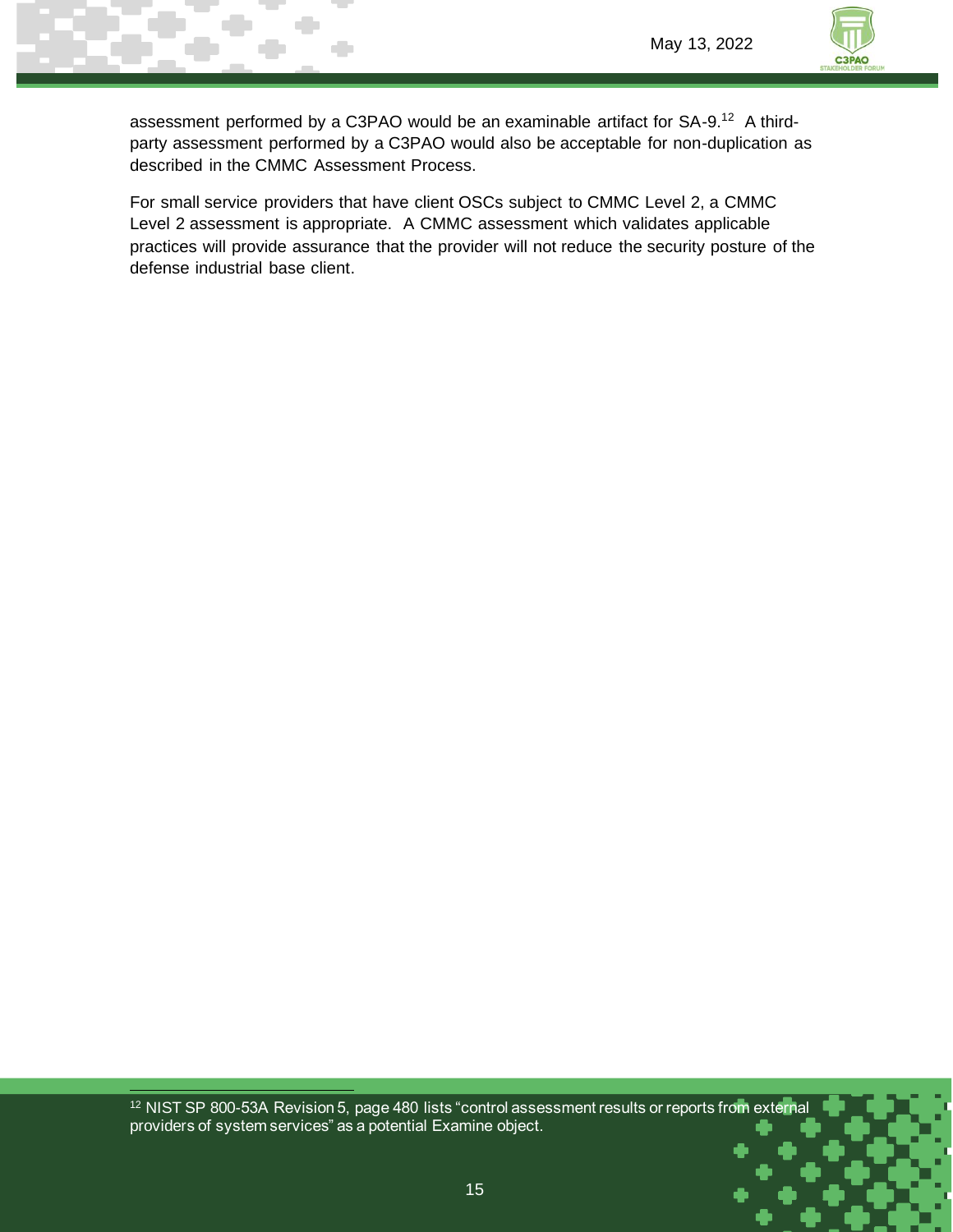assessment performed by a C3PAO would be an examinable artifact for SA-9.[12] A third-party assessment performed by a C3PAO would also be acceptable for non-duplication as described in the CMMC Assessment Process.

For small service providers that have client OSCs subject to CMMC Level 2, a CMMC Level 2 assessment is appropriate. A CMMC assessment which validates applicable practices will provide assurance that the provider will not reduce the security posture of the defense industrial base client.

[12] NIST SP 800-53A Revision 5, page 480 lists "control assessment results or reports from external providers of system services" as a potential Examine object.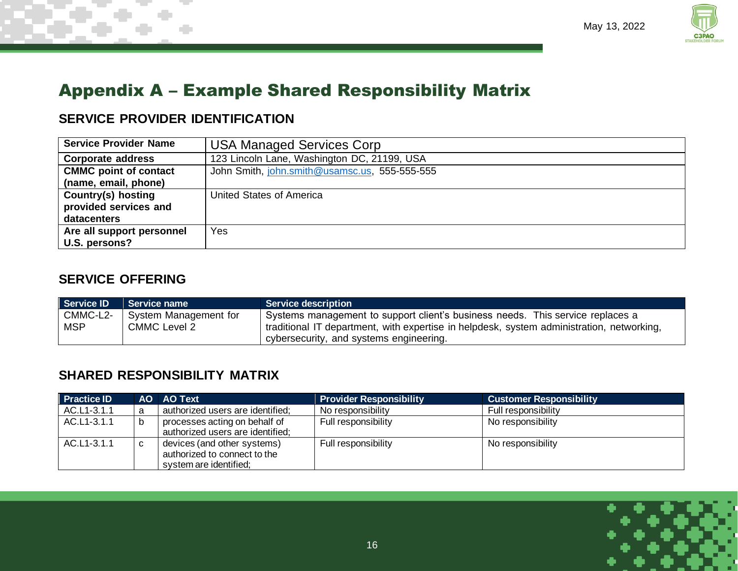# Appendix A – Example Shared Responsibility Matrix

## SERVICE PROVIDER IDENTIFICATION

| **Service Provider Name** | USA Managed Services Corp |
|---|---|
| **Corporate address** | 123 Lincoln Lane, Washington DC, 21199, USA |
| **CMMC point of contact (name, email, phone)** | John Smith, john.smith@usamsc.us, 555-555-555 |
| **Country(s) hosting provided services and datacenters** | United States of America |
| **Are all support personnel U.S. persons?** | Yes |

## SERVICE OFFERING

| Service ID | Service name | Service description |
|---|---|---|
| CMMC-L2-MSP | System Management for CMMC Level 2 | Systems management to support client's business needs. This service replaces a traditional IT department, with expertise in helpdesk, system administration, networking, cybersecurity, and systems engineering. |

## SHARED RESPONSIBILITY MATRIX

| Practice ID | AO | AO Text | Provider Responsibility | Customer Responsibility |
|---|---|---|---|---|
| AC.L1-3.1.1 | a | authorized users are identified; | No responsibility | Full responsibility |
| AC.L1-3.1.1 | b | processes acting on behalf of authorized users are identified; | Full responsibility | No responsibility |
| AC.L1-3.1.1 | c | devices (and other systems) authorized to connect to the system are identified; | Full responsibility | No responsibility |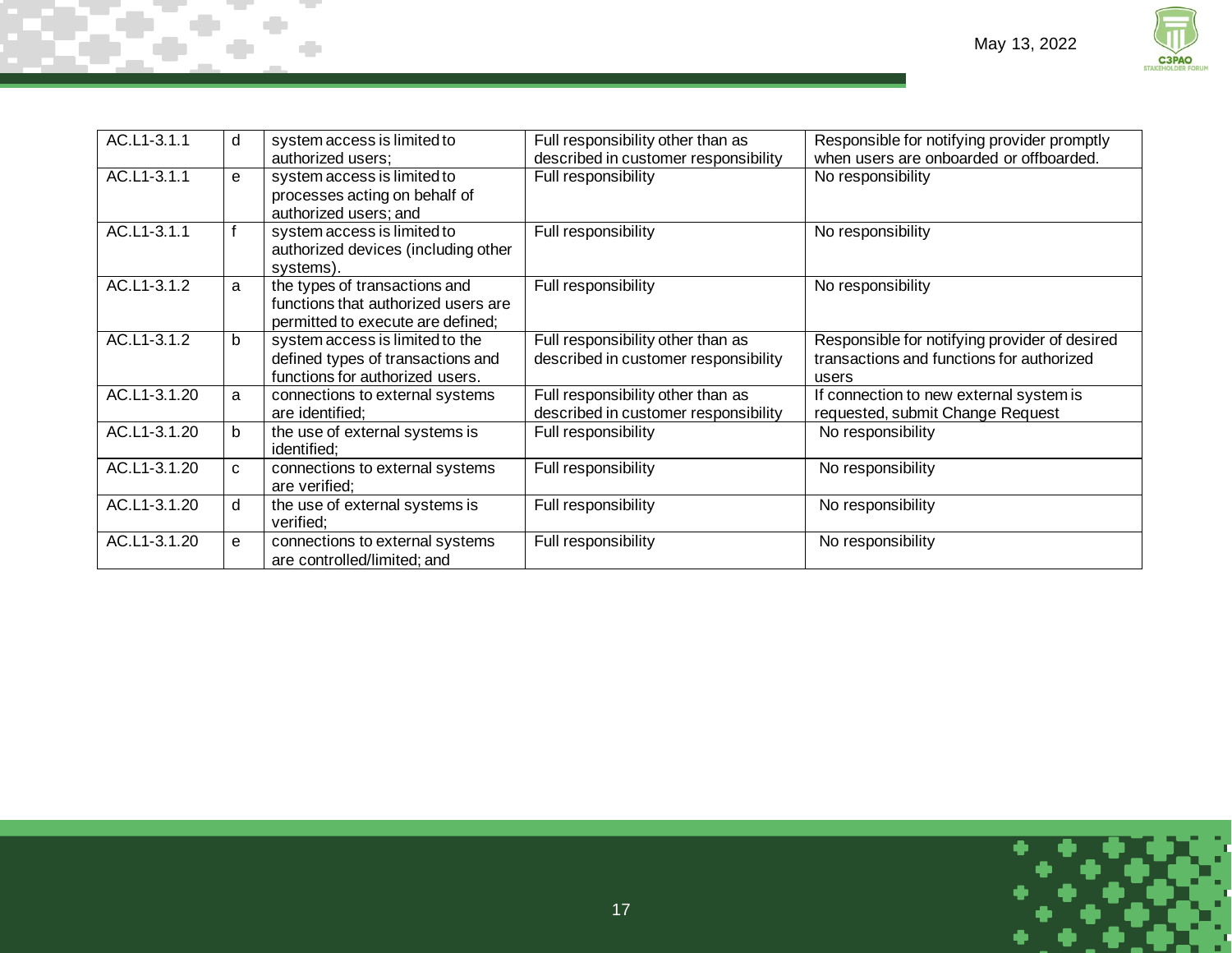| | | | | |
|---|---|---|---|---|
| AC.L1-3.1.1 | d | system access is limited to authorized users; | Full responsibility other than as described in customer responsibility | Responsible for notifying provider promptly when users are onboarded or offboarded. |
| AC.L1-3.1.1 | e | system access is limited to processes acting on behalf of authorized users; and | Full responsibility | No responsibility |
| AC.L1-3.1.1 | f | system access is limited to authorized devices (including other systems). | Full responsibility | No responsibility |
| AC.L1-3.1.2 | a | the types of transactions and functions that authorized users are permitted to execute are defined; | Full responsibility | No responsibility |
| AC.L1-3.1.2 | b | system access is limited to the defined types of transactions and functions for authorized users. | Full responsibility other than as described in customer responsibility | Responsible for notifying provider of desired transactions and functions for authorized users |
| AC.L1-3.1.20 | a | connections to external systems are identified; | Full responsibility other than as described in customer responsibility | If connection to new external system is requested, submit Change Request |
| AC.L1-3.1.20 | b | the use of external systems is identified; | Full responsibility | No responsibility |
| AC.L1-3.1.20 | c | connections to external systems are verified; | Full responsibility | No responsibility |
| AC.L1-3.1.20 | d | the use of external systems is verified; | Full responsibility | No responsibility |
| AC.L1-3.1.20 | e | connections to external systems are controlled/limited; and | Full responsibility | No responsibility |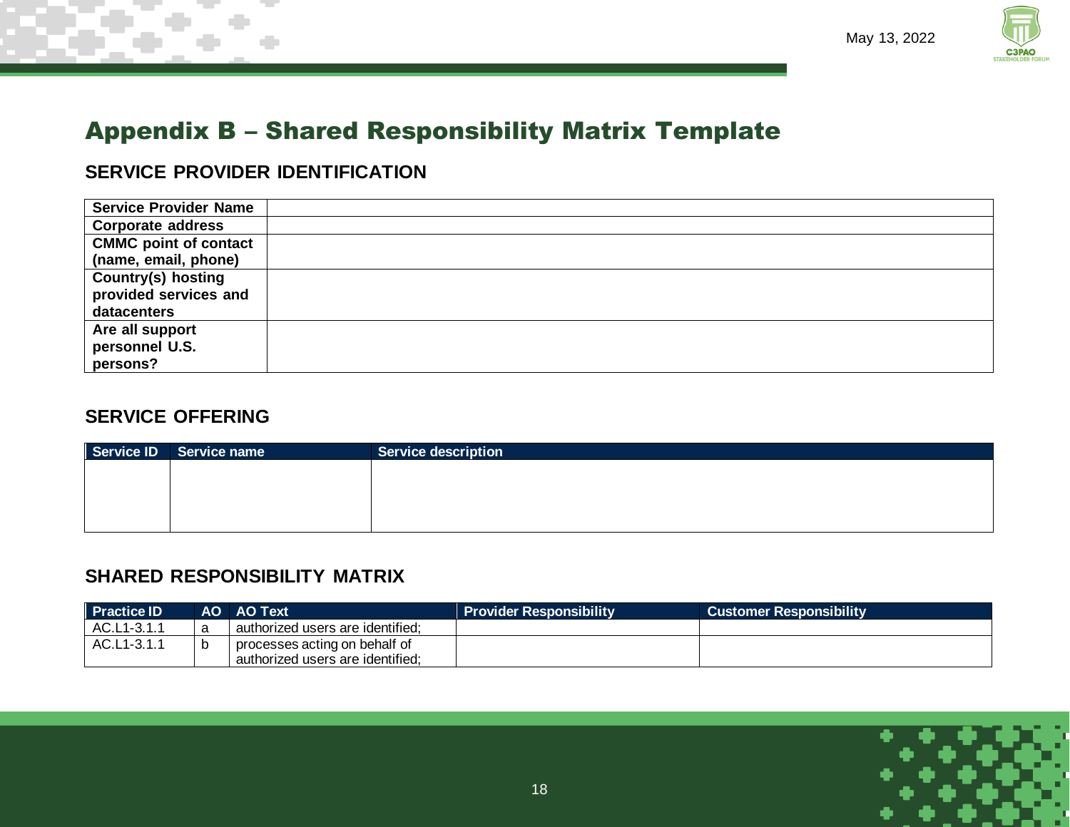# Appendix B – Shared Responsibility Matrix Template

## SERVICE PROVIDER IDENTIFICATION

| | |
|---|---|
| **Service Provider Name** | |
| **Corporate address** | |
| **CMMC point of contact (name, email, phone)** | |
| **Country(s) hosting provided services and datacenters** | |
| **Are all support personnel U.S. persons?** | |

## SERVICE OFFERING

| Service ID | Service name | Service description |
|---|---|---|
| | | |

## SHARED RESPONSIBILITY MATRIX

| Practice ID | AO | AO Text | Provider Responsibility | Customer Responsibility |
|---|---|---|---|---|
| AC.L1-3.1.1 | a | authorized users are identified; | | |
| AC.L1-3.1.1 | b | processes acting on behalf of authorized users are identified; | | |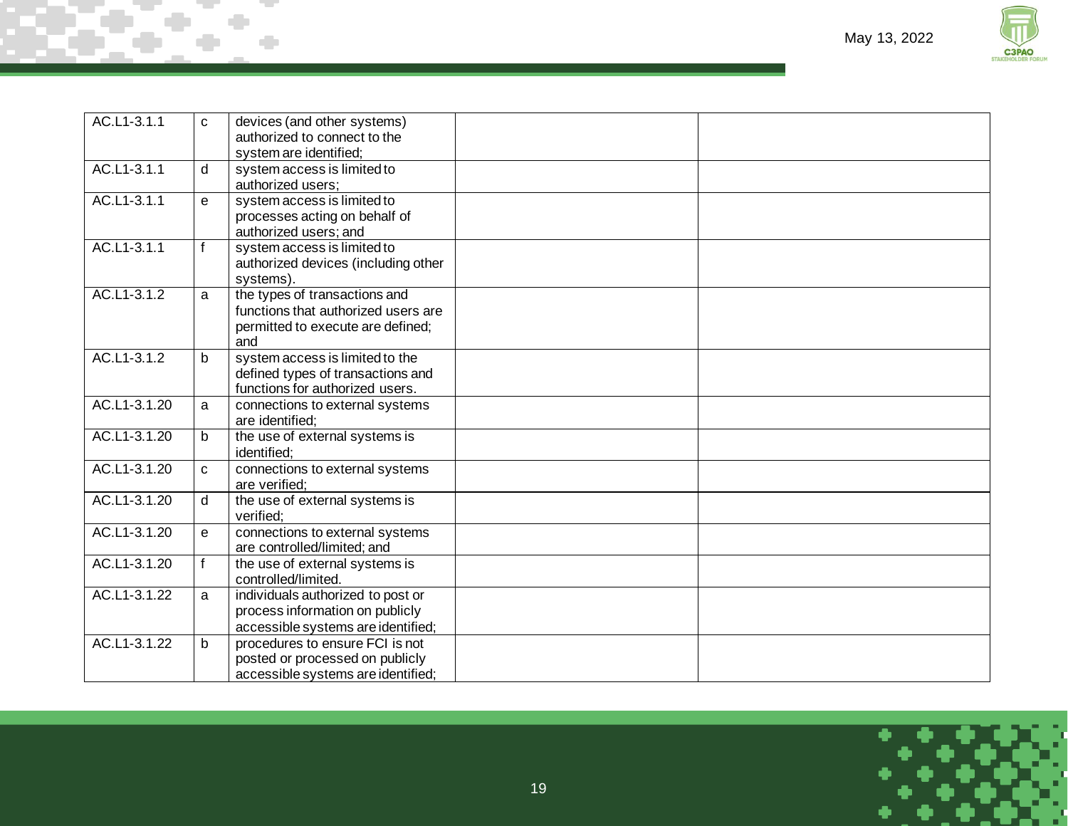| | | | | |
|---|---|---|---|---|
| AC.L1-3.1.1 | c | devices (and other systems) authorized to connect to the system are identified; | | |
| AC.L1-3.1.1 | d | system access is limited to authorized users; | | |
| AC.L1-3.1.1 | e | system access is limited to processes acting on behalf of authorized users; and | | |
| AC.L1-3.1.1 | f | system access is limited to authorized devices (including other systems). | | |
| AC.L1-3.1.2 | a | the types of transactions and functions that authorized users are permitted to execute are defined; and | | |
| AC.L1-3.1.2 | b | system access is limited to the defined types of transactions and functions for authorized users. | | |
| AC.L1-3.1.20 | a | connections to external systems are identified; | | |
| AC.L1-3.1.20 | b | the use of external systems is identified; | | |
| AC.L1-3.1.20 | c | connections to external systems are verified; | | |
| AC.L1-3.1.20 | d | the use of external systems is verified; | | |
| AC.L1-3.1.20 | e | connections to external systems are controlled/limited; and | | |
| AC.L1-3.1.20 | f | the use of external systems is controlled/limited. | | |
| AC.L1-3.1.22 | a | individuals authorized to post or process information on publicly accessible systems are identified; | | |
| AC.L1-3.1.22 | b | procedures to ensure FCI is not posted or processed on publicly accessible systems are identified; | | |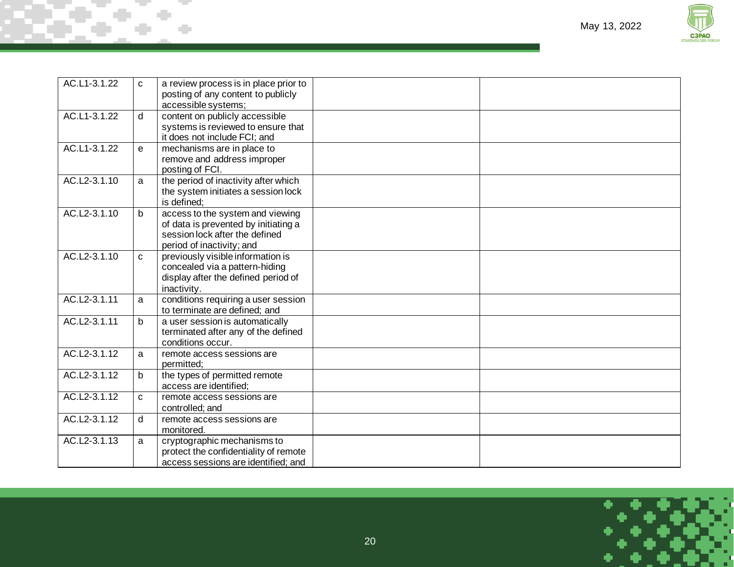| | | | | |
|---|---|---|---|---|
| AC.L1-3.1.22 | c | a review process is in place prior to posting of any content to publicly accessible systems; | | |
| AC.L1-3.1.22 | d | content on publicly accessible systems is reviewed to ensure that it does not include FCI; and | | |
| AC.L1-3.1.22 | e | mechanisms are in place to remove and address improper posting of FCI. | | |
| AC.L2-3.1.10 | a | the period of inactivity after which the system initiates a session lock is defined; | | |
| AC.L2-3.1.10 | b | access to the system and viewing of data is prevented by initiating a session lock after the defined period of inactivity; and | | |
| AC.L2-3.1.10 | c | previously visible information is concealed via a pattern-hiding display after the defined period of inactivity. | | |
| AC.L2-3.1.11 | a | conditions requiring a user session to terminate are defined; and | | |
| AC.L2-3.1.11 | b | a user session is automatically terminated after any of the defined conditions occur. | | |
| AC.L2-3.1.12 | a | remote access sessions are permitted; | | |
| AC.L2-3.1.12 | b | the types of permitted remote access are identified; | | |
| AC.L2-3.1.12 | c | remote access sessions are controlled; and | | |
| AC.L2-3.1.12 | d | remote access sessions are monitored. | | |
| AC.L2-3.1.13 | a | cryptographic mechanisms to protect the confidentiality of remote access sessions are identified; and | | |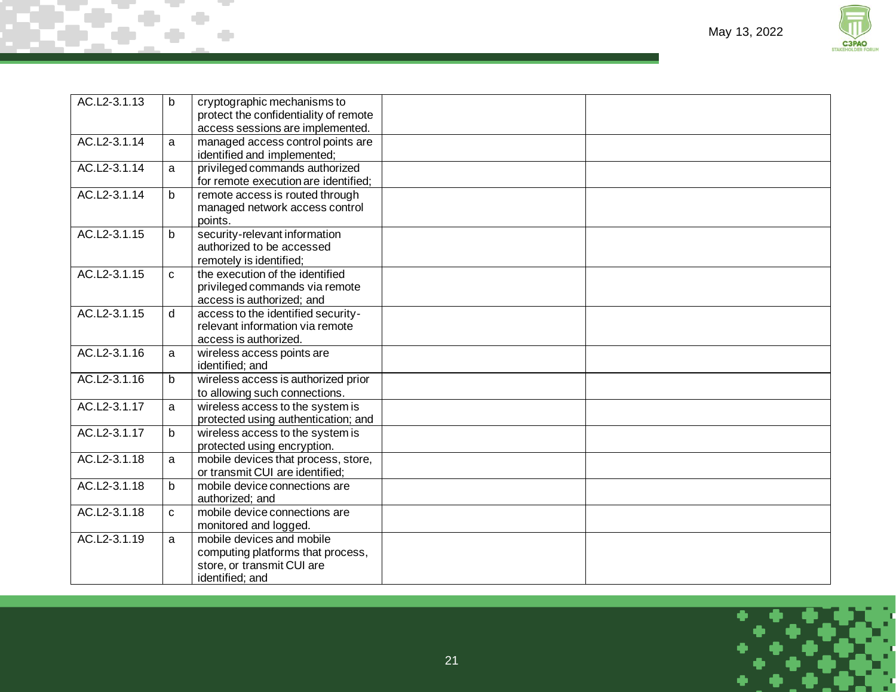| | | | | |
|---|---|---|---|---|
| AC.L2-3.1.13 | b | cryptographic mechanisms to protect the confidentiality of remote access sessions are implemented. | | |
| AC.L2-3.1.14 | a | managed access control points are identified and implemented; | | |
| AC.L2-3.1.14 | a | privileged commands authorized for remote execution are identified; | | |
| AC.L2-3.1.14 | b | remote access is routed through managed network access control points. | | |
| AC.L2-3.1.15 | b | security-relevant information authorized to be accessed remotely is identified; | | |
| AC.L2-3.1.15 | c | the execution of the identified privileged commands via remote access is authorized; and | | |
| AC.L2-3.1.15 | d | access to the identified security-relevant information via remote access is authorized. | | |
| AC.L2-3.1.16 | a | wireless access points are identified; and | | |
| AC.L2-3.1.16 | b | wireless access is authorized prior to allowing such connections. | | |
| AC.L2-3.1.17 | a | wireless access to the system is protected using authentication; and | | |
| AC.L2-3.1.17 | b | wireless access to the system is protected using encryption. | | |
| AC.L2-3.1.18 | a | mobile devices that process, store, or transmit CUI are identified; | | |
| AC.L2-3.1.18 | b | mobile device connections are authorized; and | | |
| AC.L2-3.1.18 | c | mobile device connections are monitored and logged. | | |
| AC.L2-3.1.19 | a | mobile devices and mobile computing platforms that process, store, or transmit CUI are identified; and | | |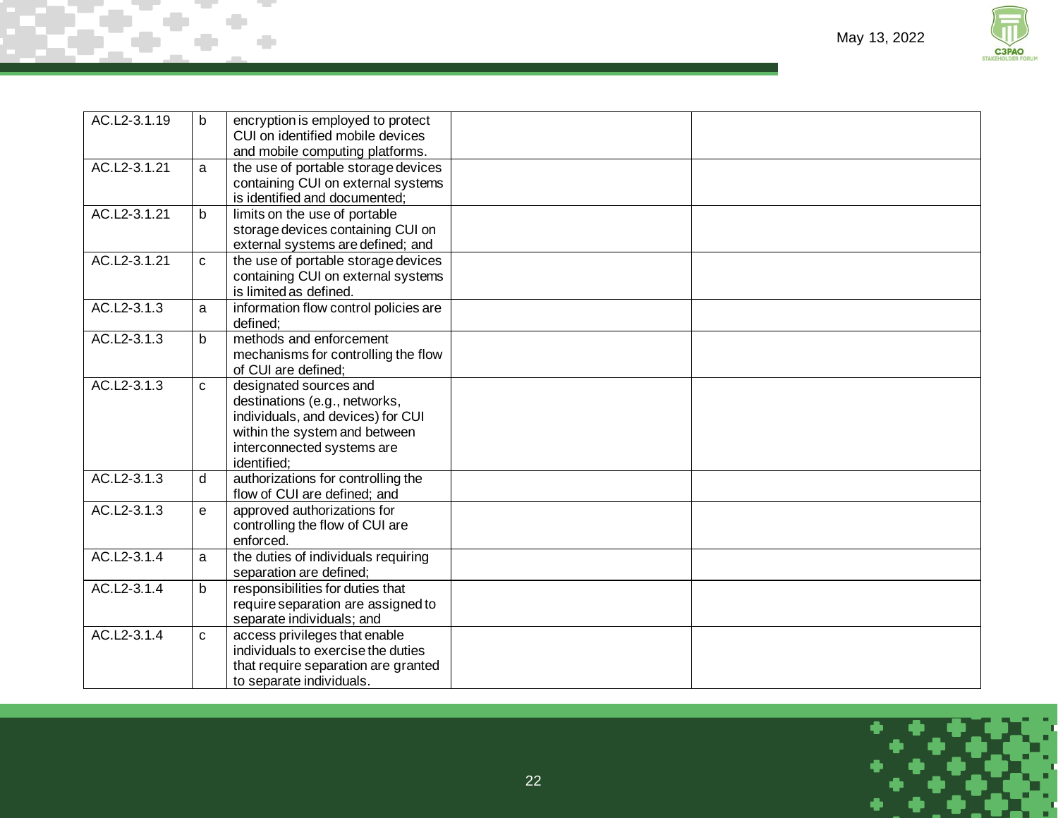| | | | | |
|---|---|---|---|---|
| AC.L2-3.1.19 | b | encryption is employed to protect CUI on identified mobile devices and mobile computing platforms. | | |
| AC.L2-3.1.21 | a | the use of portable storage devices containing CUI on external systems is identified and documented; | | |
| AC.L2-3.1.21 | b | limits on the use of portable storage devices containing CUI on external systems are defined; and | | |
| AC.L2-3.1.21 | c | the use of portable storage devices containing CUI on external systems is limited as defined. | | |
| AC.L2-3.1.3 | a | information flow control policies are defined; | | |
| AC.L2-3.1.3 | b | methods and enforcement mechanisms for controlling the flow of CUI are defined; | | |
| AC.L2-3.1.3 | c | designated sources and destinations (e.g., networks, individuals, and devices) for CUI within the system and between interconnected systems are identified; | | |
| AC.L2-3.1.3 | d | authorizations for controlling the flow of CUI are defined; and | | |
| AC.L2-3.1.3 | e | approved authorizations for controlling the flow of CUI are enforced. | | |
| AC.L2-3.1.4 | a | the duties of individuals requiring separation are defined; | | |
| AC.L2-3.1.4 | b | responsibilities for duties that require separation are assigned to separate individuals; and | | |
| AC.L2-3.1.4 | c | access privileges that enable individuals to exercise the duties that require separation are granted to separate individuals. | | |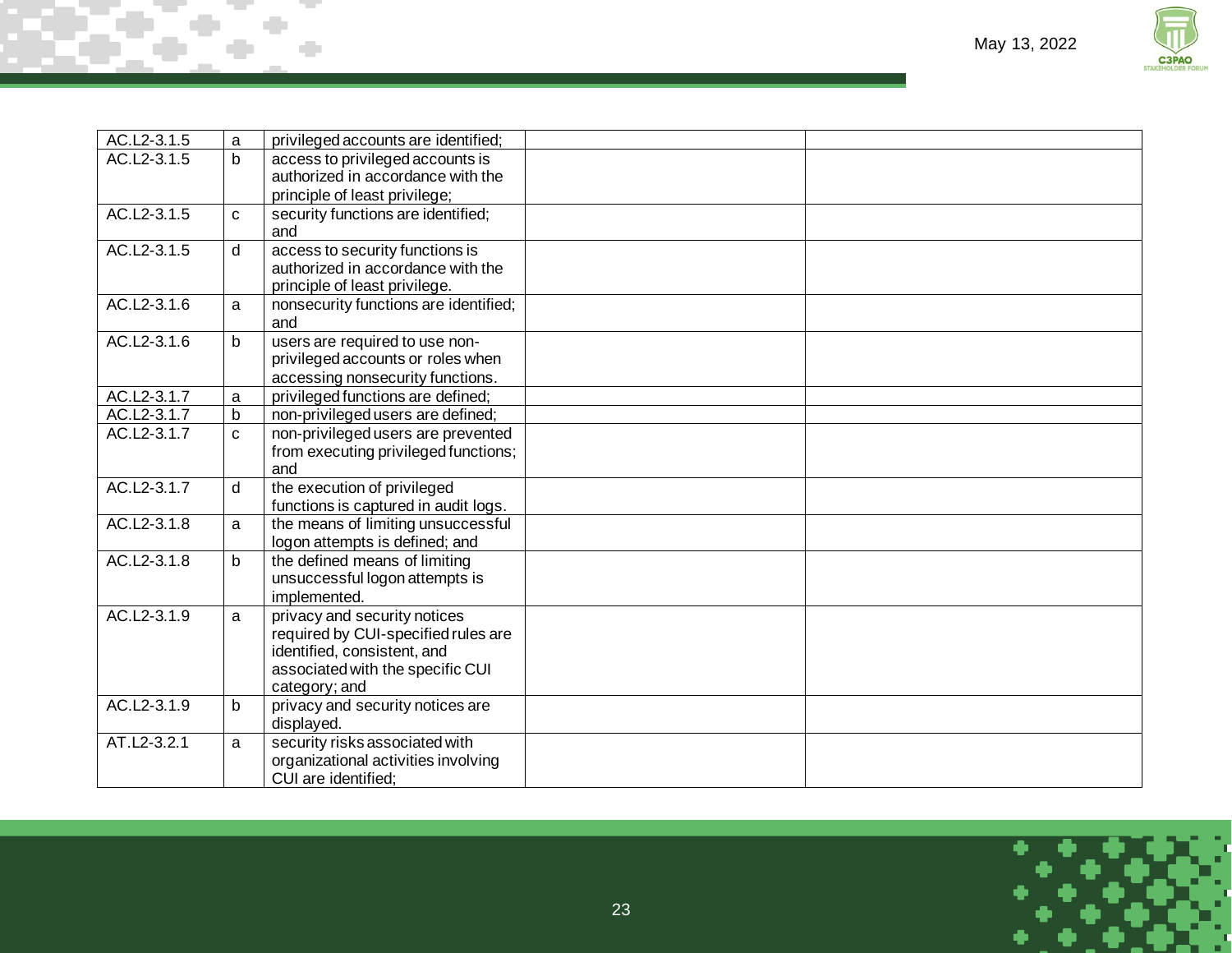| | | | | |
|---|---|---|---|---|
| AC.L2-3.1.5 | a | privileged accounts are identified; | | |
| AC.L2-3.1.5 | b | access to privileged accounts is authorized in accordance with the principle of least privilege; | | |
| AC.L2-3.1.5 | c | security functions are identified; and | | |
| AC.L2-3.1.5 | d | access to security functions is authorized in accordance with the principle of least privilege. | | |
| AC.L2-3.1.6 | a | nonsecurity functions are identified; and | | |
| AC.L2-3.1.6 | b | users are required to use non-privileged accounts or roles when accessing nonsecurity functions. | | |
| AC.L2-3.1.7 | a | privileged functions are defined; | | |
| AC.L2-3.1.7 | b | non-privileged users are defined; | | |
| AC.L2-3.1.7 | c | non-privileged users are prevented from executing privileged functions; and | | |
| AC.L2-3.1.7 | d | the execution of privileged functions is captured in audit logs. | | |
| AC.L2-3.1.8 | a | the means of limiting unsuccessful logon attempts is defined; and | | |
| AC.L2-3.1.8 | b | the defined means of limiting unsuccessful logon attempts is implemented. | | |
| AC.L2-3.1.9 | a | privacy and security notices required by CUI-specified rules are identified, consistent, and associated with the specific CUI category; and | | |
| AC.L2-3.1.9 | b | privacy and security notices are displayed. | | |
| AT.L2-3.2.1 | a | security risks associated with organizational activities involving CUI are identified; | | |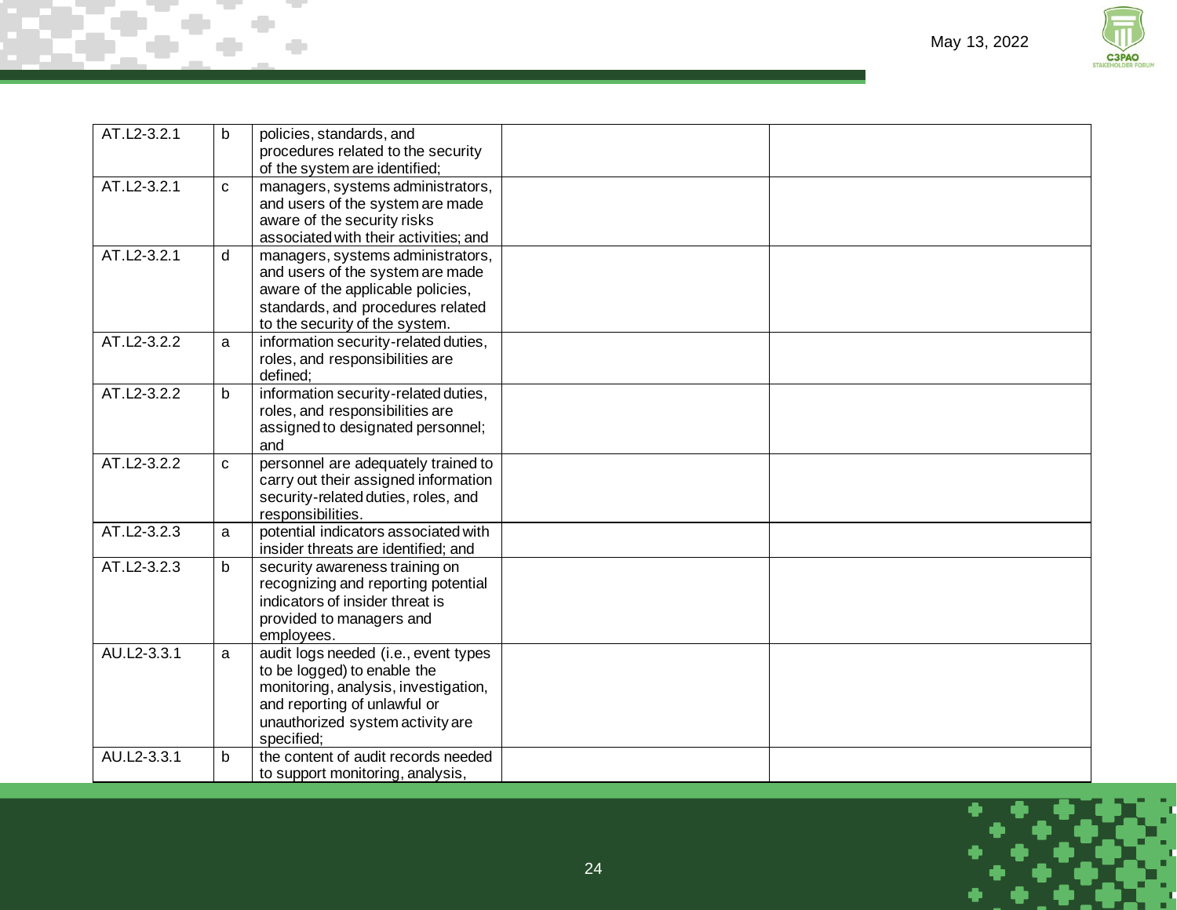| | | | | |
|---|---|---|---|---|
| AT.L2-3.2.1 | b | policies, standards, and procedures related to the security of the system are identified; | | |
| AT.L2-3.2.1 | c | managers, systems administrators, and users of the system are made aware of the security risks associated with their activities; and | | |
| AT.L2-3.2.1 | d | managers, systems administrators, and users of the system are made aware of the applicable policies, standards, and procedures related to the security of the system. | | |
| AT.L2-3.2.2 | a | information security-related duties, roles, and responsibilities are defined; | | |
| AT.L2-3.2.2 | b | information security-related duties, roles, and responsibilities are assigned to designated personnel; and | | |
| AT.L2-3.2.2 | c | personnel are adequately trained to carry out their assigned information security-related duties, roles, and responsibilities. | | |
| AT.L2-3.2.3 | a | potential indicators associated with insider threats are identified; and | | |
| AT.L2-3.2.3 | b | security awareness training on recognizing and reporting potential indicators of insider threat is provided to managers and employees. | | |
| AU.L2-3.3.1 | a | audit logs needed (i.e., event types to be logged) to enable the monitoring, analysis, investigation, and reporting of unlawful or unauthorized system activity are specified; | | |
| AU.L2-3.3.1 | b | the content of audit records needed to support monitoring, analysis, | | |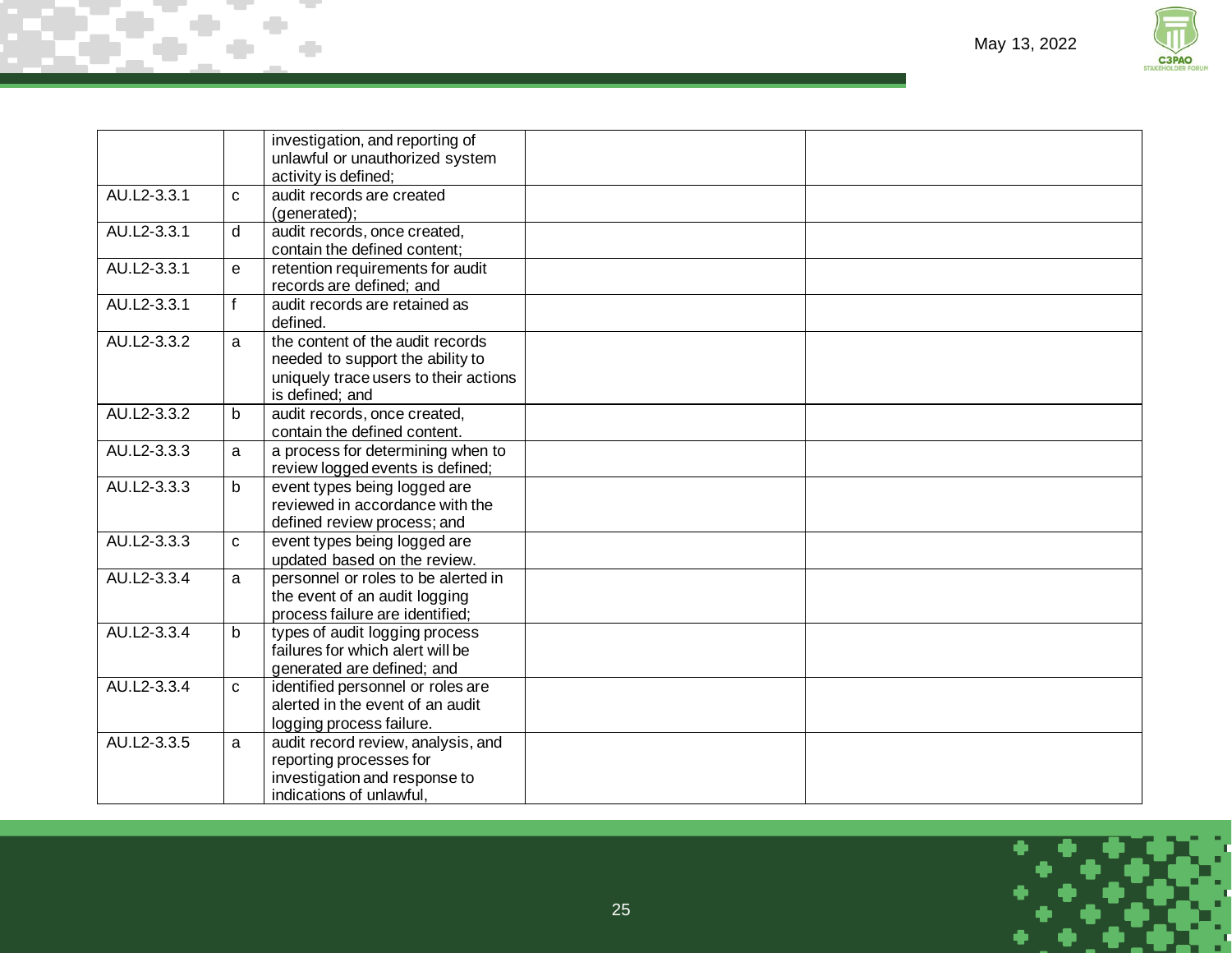| | | | | |
|---|---|---|---|---|
| | | investigation, and reporting of unlawful or unauthorized system activity is defined; | | |
| AU.L2-3.3.1 | c | audit records are created (generated); | | |
| AU.L2-3.3.1 | d | audit records, once created, contain the defined content; | | |
| AU.L2-3.3.1 | e | retention requirements for audit records are defined; and | | |
| AU.L2-3.3.1 | f | audit records are retained as defined. | | |
| AU.L2-3.3.2 | a | the content of the audit records needed to support the ability to uniquely trace users to their actions is defined; and | | |
| AU.L2-3.3.2 | b | audit records, once created, contain the defined content. | | |
| AU.L2-3.3.3 | a | a process for determining when to review logged events is defined; | | |
| AU.L2-3.3.3 | b | event types being logged are reviewed in accordance with the defined review process; and | | |
| AU.L2-3.3.3 | c | event types being logged are updated based on the review. | | |
| AU.L2-3.3.4 | a | personnel or roles to be alerted in the event of an audit logging process failure are identified; | | |
| AU.L2-3.3.4 | b | types of audit logging process failures for which alert will be generated are defined; and | | |
| AU.L2-3.3.4 | c | identified personnel or roles are alerted in the event of an audit logging process failure. | | |
| AU.L2-3.3.5 | a | audit record review, analysis, and reporting processes for investigation and response to indications of unlawful, | | |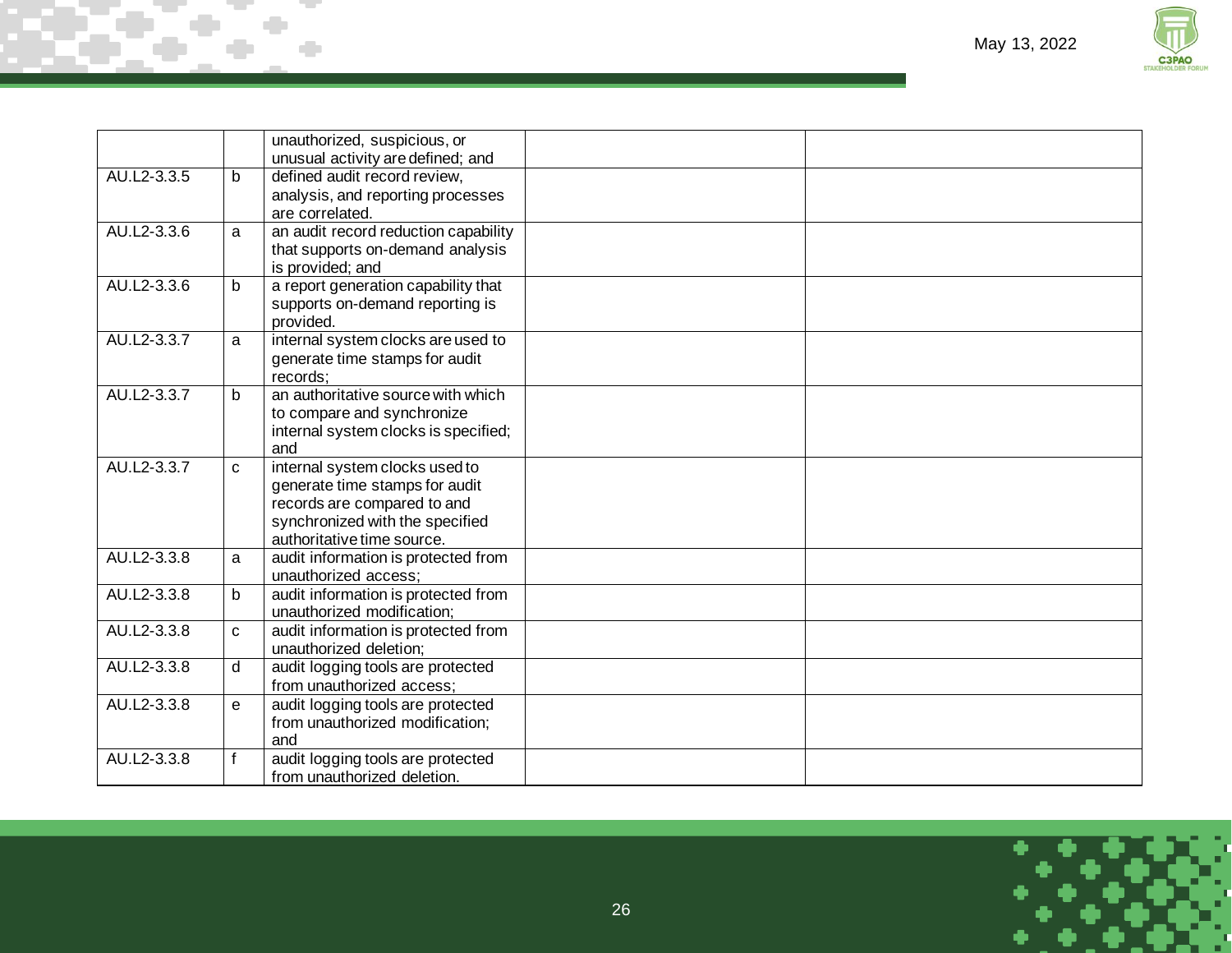| | | | | |
|---|---|---|---|---|
| | | unauthorized, suspicious, or unusual activity are defined; and | | |
| AU.L2-3.3.5 | b | defined audit record review, analysis, and reporting processes are correlated. | | |
| AU.L2-3.3.6 | a | an audit record reduction capability that supports on-demand analysis is provided; and | | |
| AU.L2-3.3.6 | b | a report generation capability that supports on-demand reporting is provided. | | |
| AU.L2-3.3.7 | a | internal system clocks are used to generate time stamps for audit records; | | |
| AU.L2-3.3.7 | b | an authoritative source with which to compare and synchronize internal system clocks is specified; and | | |
| AU.L2-3.3.7 | c | internal system clocks used to generate time stamps for audit records are compared to and synchronized with the specified authoritative time source. | | |
| AU.L2-3.3.8 | a | audit information is protected from unauthorized access; | | |
| AU.L2-3.3.8 | b | audit information is protected from unauthorized modification; | | |
| AU.L2-3.3.8 | c | audit information is protected from unauthorized deletion; | | |
| AU.L2-3.3.8 | d | audit logging tools are protected from unauthorized access; | | |
| AU.L2-3.3.8 | e | audit logging tools are protected from unauthorized modification; and | | |
| AU.L2-3.3.8 | f | audit logging tools are protected from unauthorized deletion. | | |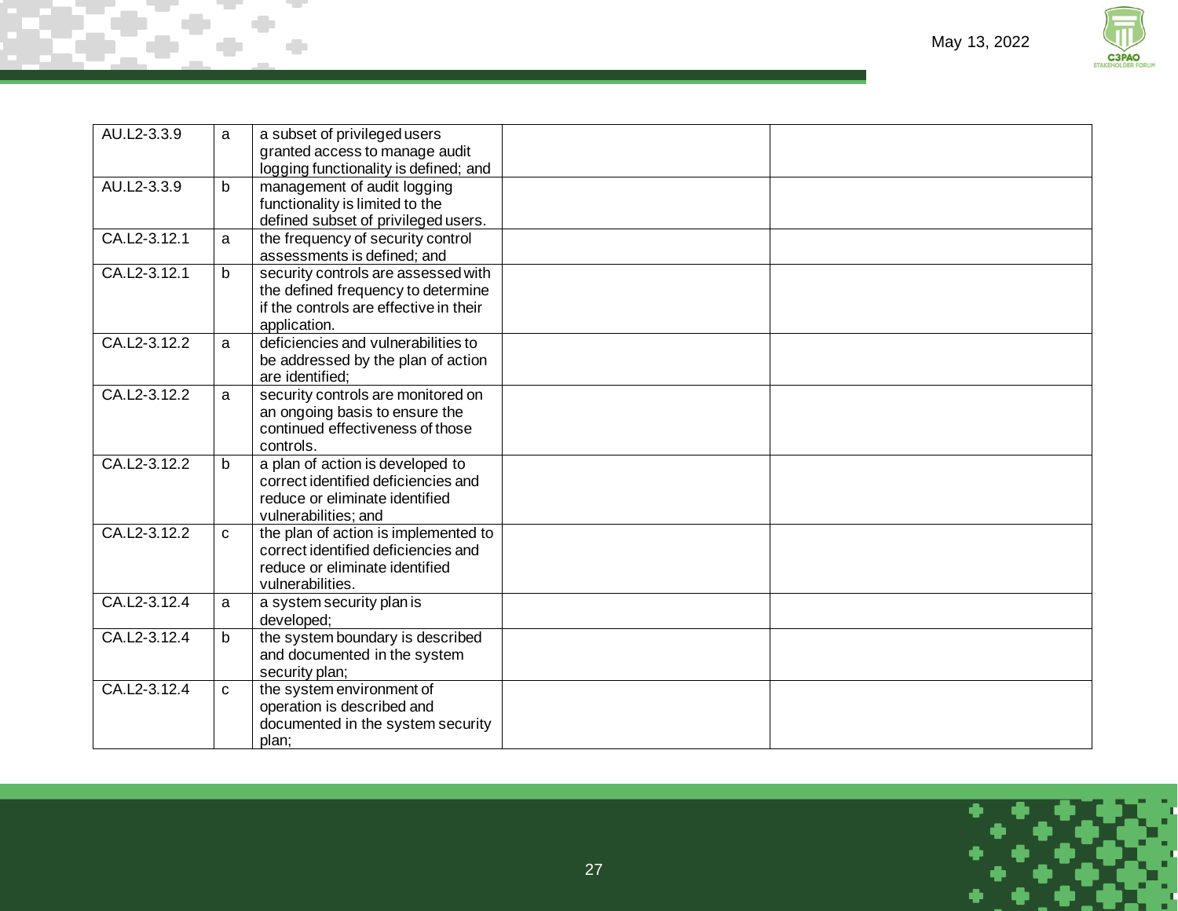| | | | | |
|---|---|---|---|---|
| AU.L2-3.3.9 | a | a subset of privileged users granted access to manage audit logging functionality is defined; and | | |
| AU.L2-3.3.9 | b | management of audit logging functionality is limited to the defined subset of privileged users. | | |
| CA.L2-3.12.1 | a | the frequency of security control assessments is defined; and | | |
| CA.L2-3.12.1 | b | security controls are assessed with the defined frequency to determine if the controls are effective in their application. | | |
| CA.L2-3.12.2 | a | deficiencies and vulnerabilities to be addressed by the plan of action are identified; | | |
| CA.L2-3.12.2 | a | security controls are monitored on an ongoing basis to ensure the continued effectiveness of those controls. | | |
| CA.L2-3.12.2 | b | a plan of action is developed to correct identified deficiencies and reduce or eliminate identified vulnerabilities; and | | |
| CA.L2-3.12.2 | c | the plan of action is implemented to correct identified deficiencies and reduce or eliminate identified vulnerabilities. | | |
| CA.L2-3.12.4 | a | a system security plan is developed; | | |
| CA.L2-3.12.4 | b | the system boundary is described and documented in the system security plan; | | |
| CA.L2-3.12.4 | c | the system environment of operation is described and documented in the system security plan; | | |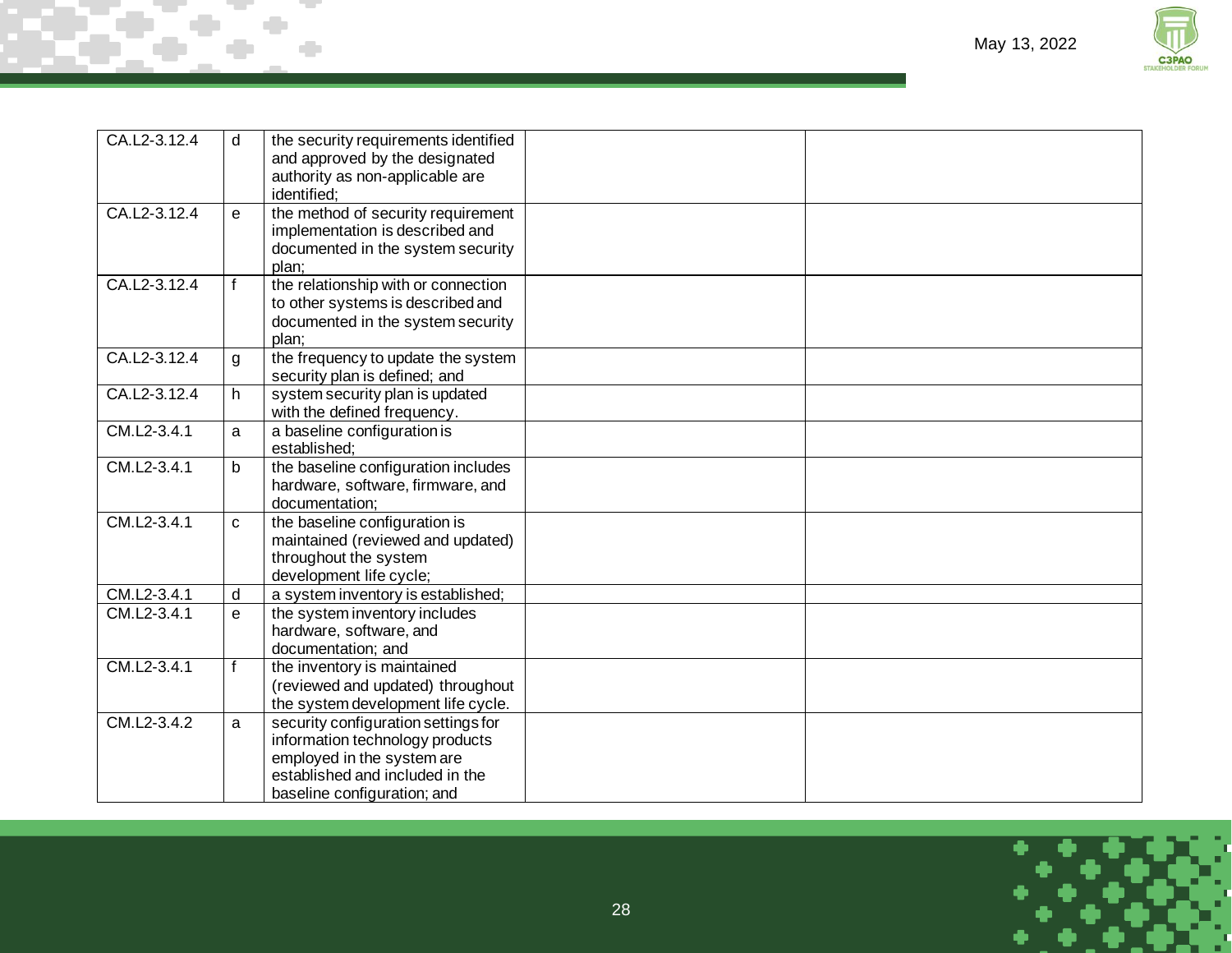| | | | | |
|---|---|---|---|---|
| CA.L2-3.12.4 | d | the security requirements identified and approved by the designated authority as non-applicable are identified; | | |
| CA.L2-3.12.4 | e | the method of security requirement implementation is described and documented in the system security plan; | | |
| CA.L2-3.12.4 | f | the relationship with or connection to other systems is described and documented in the system security plan; | | |
| CA.L2-3.12.4 | g | the frequency to update the system security plan is defined; and | | |
| CA.L2-3.12.4 | h | system security plan is updated with the defined frequency. | | |
| CM.L2-3.4.1 | a | a baseline configuration is established; | | |
| CM.L2-3.4.1 | b | the baseline configuration includes hardware, software, firmware, and documentation; | | |
| CM.L2-3.4.1 | c | the baseline configuration is maintained (reviewed and updated) throughout the system development life cycle; | | |
| CM.L2-3.4.1 | d | a system inventory is established; | | |
| CM.L2-3.4.1 | e | the system inventory includes hardware, software, and documentation; and | | |
| CM.L2-3.4.1 | f | the inventory is maintained (reviewed and updated) throughout the system development life cycle. | | |
| CM.L2-3.4.2 | a | security configuration settings for information technology products employed in the system are established and included in the baseline configuration; and | | |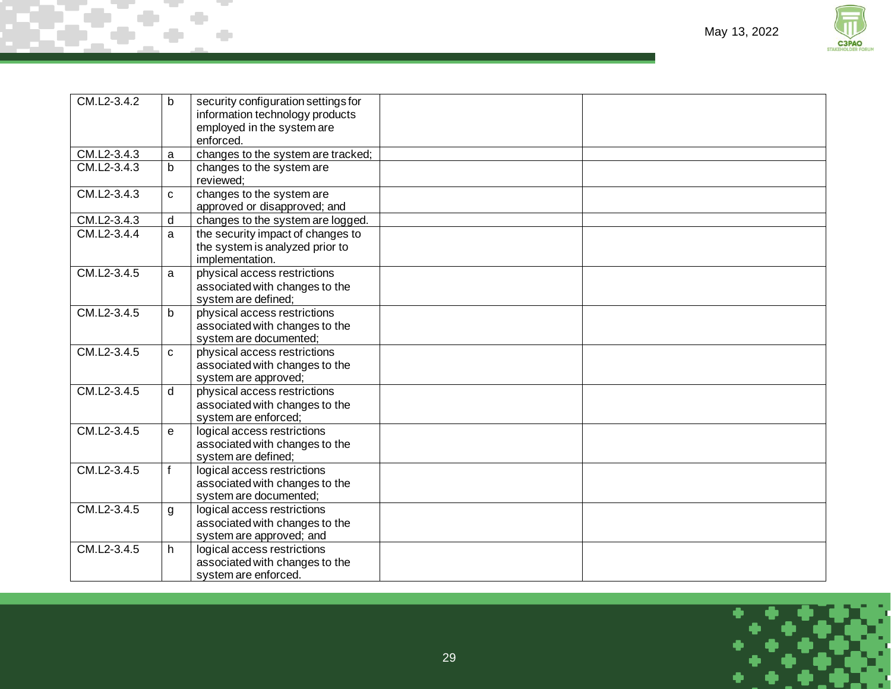| | | | | |
|---|---|---|---|---|
| CM.L2-3.4.2 | b | security configuration settings for information technology products employed in the system are enforced. | | |
| CM.L2-3.4.3 | a | changes to the system are tracked; | | |
| CM.L2-3.4.3 | b | changes to the system are reviewed; | | |
| CM.L2-3.4.3 | c | changes to the system are approved or disapproved; and | | |
| CM.L2-3.4.3 | d | changes to the system are logged. | | |
| CM.L2-3.4.4 | a | the security impact of changes to the system is analyzed prior to implementation. | | |
| CM.L2-3.4.5 | a | physical access restrictions associated with changes to the system are defined; | | |
| CM.L2-3.4.5 | b | physical access restrictions associated with changes to the system are documented; | | |
| CM.L2-3.4.5 | c | physical access restrictions associated with changes to the system are approved; | | |
| CM.L2-3.4.5 | d | physical access restrictions associated with changes to the system are enforced; | | |
| CM.L2-3.4.5 | e | logical access restrictions associated with changes to the system are defined; | | |
| CM.L2-3.4.5 | f | logical access restrictions associated with changes to the system are documented; | | |
| CM.L2-3.4.5 | g | logical access restrictions associated with changes to the system are approved; and | | |
| CM.L2-3.4.5 | h | logical access restrictions associated with changes to the system are enforced. | | |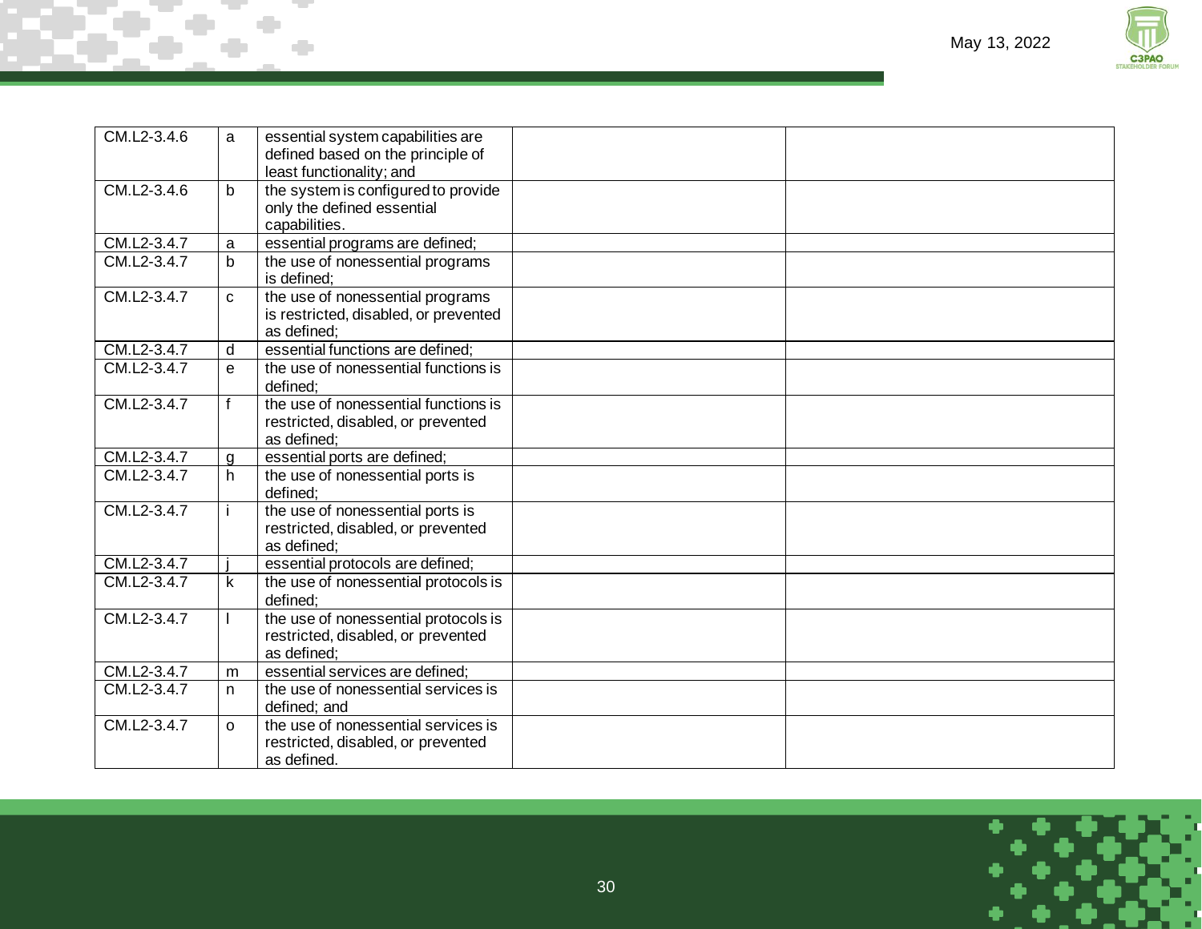| | | | | |
|---|---|---|---|---|
| CM.L2-3.4.6 | a | essential system capabilities are defined based on the principle of least functionality; and | | |
| CM.L2-3.4.6 | b | the system is configured to provide only the defined essential capabilities. | | |
| CM.L2-3.4.7 | a | essential programs are defined; | | |
| CM.L2-3.4.7 | b | the use of nonessential programs is defined; | | |
| CM.L2-3.4.7 | c | the use of nonessential programs is restricted, disabled, or prevented as defined; | | |
| CM.L2-3.4.7 | d | essential functions are defined; | | |
| CM.L2-3.4.7 | e | the use of nonessential functions is defined; | | |
| CM.L2-3.4.7 | f | the use of nonessential functions is restricted, disabled, or prevented as defined; | | |
| CM.L2-3.4.7 | g | essential ports are defined; | | |
| CM.L2-3.4.7 | h | the use of nonessential ports is defined; | | |
| CM.L2-3.4.7 | i | the use of nonessential ports is restricted, disabled, or prevented as defined; | | |
| CM.L2-3.4.7 | j | essential protocols are defined; | | |
| CM.L2-3.4.7 | k | the use of nonessential protocols is defined; | | |
| CM.L2-3.4.7 | l | the use of nonessential protocols is restricted, disabled, or prevented as defined; | | |
| CM.L2-3.4.7 | m | essential services are defined; | | |
| CM.L2-3.4.7 | n | the use of nonessential services is defined; and | | |
| CM.L2-3.4.7 | o | the use of nonessential services is restricted, disabled, or prevented as defined. | | |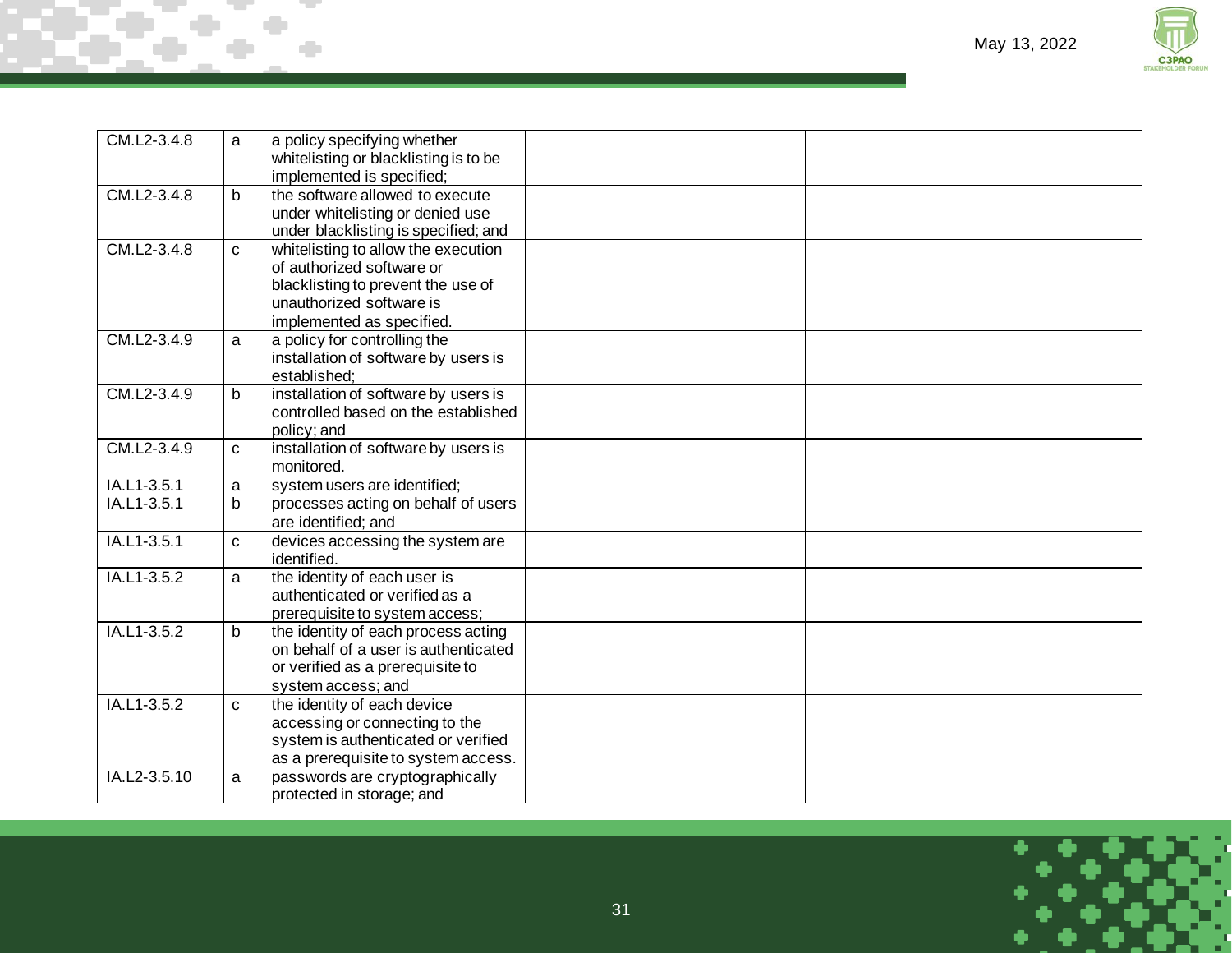| | | | | |
|---|---|---|---|---|
| CM.L2-3.4.8 | a | a policy specifying whether whitelisting or blacklisting is to be implemented is specified; | | |
| CM.L2-3.4.8 | b | the software allowed to execute under whitelisting or denied use under blacklisting is specified; and | | |
| CM.L2-3.4.8 | c | whitelisting to allow the execution of authorized software or blacklisting to prevent the use of unauthorized software is implemented as specified. | | |
| CM.L2-3.4.9 | a | a policy for controlling the installation of software by users is established; | | |
| CM.L2-3.4.9 | b | installation of software by users is controlled based on the established policy; and | | |
| CM.L2-3.4.9 | c | installation of software by users is monitored. | | |
| IA.L1-3.5.1 | a | system users are identified; | | |
| IA.L1-3.5.1 | b | processes acting on behalf of users are identified; and | | |
| IA.L1-3.5.1 | c | devices accessing the system are identified. | | |
| IA.L1-3.5.2 | a | the identity of each user is authenticated or verified as a prerequisite to system access; | | |
| IA.L1-3.5.2 | b | the identity of each process acting on behalf of a user is authenticated or verified as a prerequisite to system access; and | | |
| IA.L1-3.5.2 | c | the identity of each device accessing or connecting to the system is authenticated or verified as a prerequisite to system access. | | |
| IA.L2-3.5.10 | a | passwords are cryptographically protected in storage; and | | |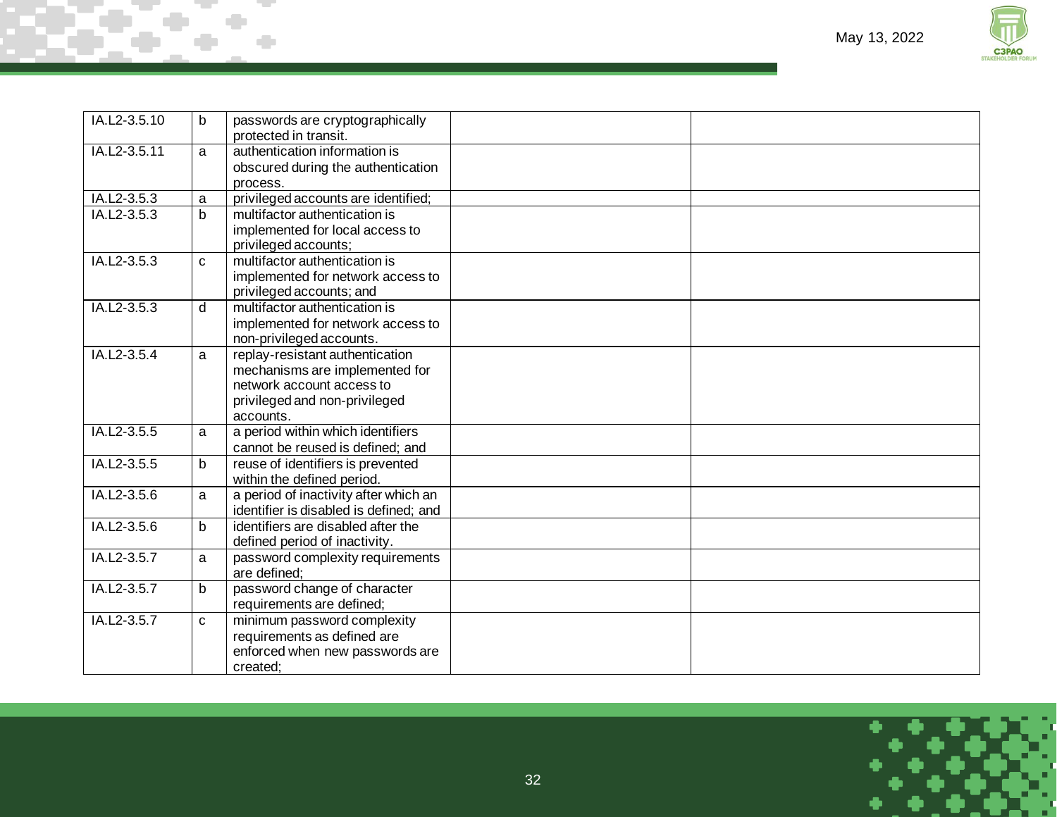| | | | | |
|---|---|---|---|---|
| IA.L2-3.5.10 | b | passwords are cryptographically protected in transit. | | |
| IA.L2-3.5.11 | a | authentication information is obscured during the authentication process. | | |
| IA.L2-3.5.3 | a | privileged accounts are identified; | | |
| IA.L2-3.5.3 | b | multifactor authentication is implemented for local access to privileged accounts; | | |
| IA.L2-3.5.3 | c | multifactor authentication is implemented for network access to privileged accounts; and | | |
| IA.L2-3.5.3 | d | multifactor authentication is implemented for network access to non-privileged accounts. | | |
| IA.L2-3.5.4 | a | replay-resistant authentication mechanisms are implemented for network account access to privileged and non-privileged accounts. | | |
| IA.L2-3.5.5 | a | a period within which identifiers cannot be reused is defined; and | | |
| IA.L2-3.5.5 | b | reuse of identifiers is prevented within the defined period. | | |
| IA.L2-3.5.6 | a | a period of inactivity after which an identifier is disabled is defined; and | | |
| IA.L2-3.5.6 | b | identifiers are disabled after the defined period of inactivity. | | |
| IA.L2-3.5.7 | a | password complexity requirements are defined; | | |
| IA.L2-3.5.7 | b | password change of character requirements are defined; | | |
| IA.L2-3.5.7 | c | minimum password complexity requirements as defined are enforced when new passwords are created; | | |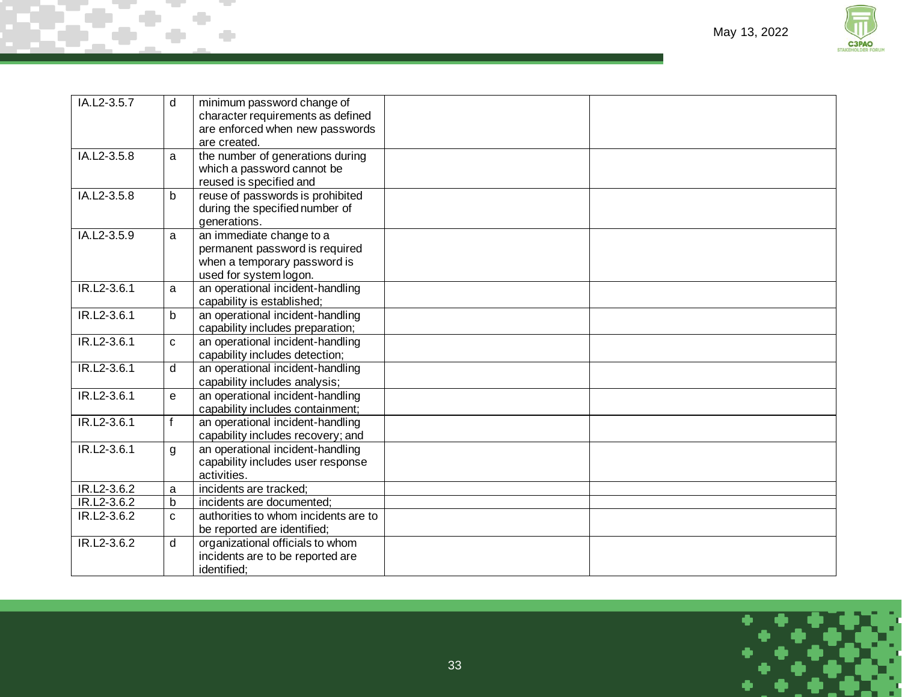| | | | | |
|---|---|---|---|---|
| IA.L2-3.5.7 | d | minimum password change of character requirements as defined are enforced when new passwords are created. | | |
| IA.L2-3.5.8 | a | the number of generations during which a password cannot be reused is specified and | | |
| IA.L2-3.5.8 | b | reuse of passwords is prohibited during the specified number of generations. | | |
| IA.L2-3.5.9 | a | an immediate change to a permanent password is required when a temporary password is used for system logon. | | |
| IR.L2-3.6.1 | a | an operational incident-handling capability is established; | | |
| IR.L2-3.6.1 | b | an operational incident-handling capability includes preparation; | | |
| IR.L2-3.6.1 | c | an operational incident-handling capability includes detection; | | |
| IR.L2-3.6.1 | d | an operational incident-handling capability includes analysis; | | |
| IR.L2-3.6.1 | e | an operational incident-handling capability includes containment; | | |
| IR.L2-3.6.1 | f | an operational incident-handling capability includes recovery; and | | |
| IR.L2-3.6.1 | g | an operational incident-handling capability includes user response activities. | | |
| IR.L2-3.6.2 | a | incidents are tracked; | | |
| IR.L2-3.6.2 | b | incidents are documented; | | |
| IR.L2-3.6.2 | c | authorities to whom incidents are to be reported are identified; | | |
| IR.L2-3.6.2 | d | organizational officials to whom incidents are to be reported are identified; | | |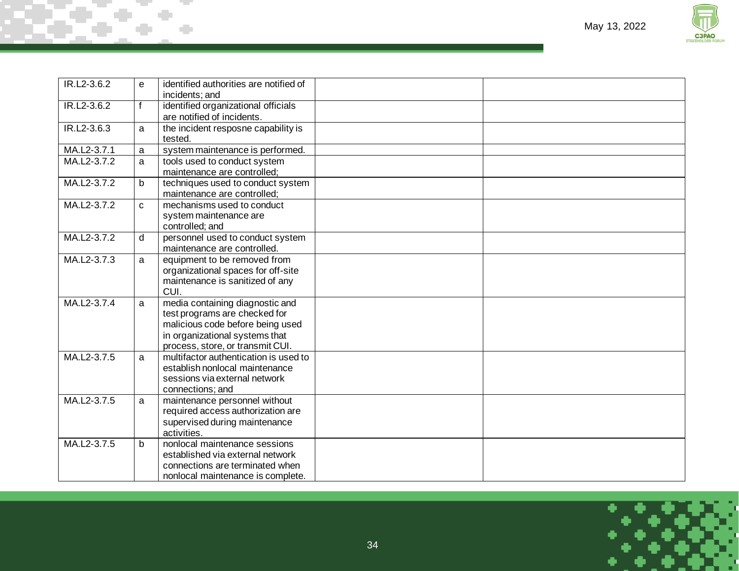| | | | | |
|---|---|---|---|---|
| IR.L2-3.6.2 | e | identified authorities are notified of incidents; and | | |
| IR.L2-3.6.2 | f | identified organizational officials are notified of incidents. | | |
| IR.L2-3.6.3 | a | the incident resposne capability is tested. | | |
| MA.L2-3.7.1 | a | system maintenance is performed. | | |
| MA.L2-3.7.2 | a | tools used to conduct system maintenance are controlled; | | |
| MA.L2-3.7.2 | b | techniques used to conduct system maintenance are controlled; | | |
| MA.L2-3.7.2 | c | mechanisms used to conduct system maintenance are controlled; and | | |
| MA.L2-3.7.2 | d | personnel used to conduct system maintenance are controlled. | | |
| MA.L2-3.7.3 | a | equipment to be removed from organizational spaces for off-site maintenance is sanitized of any CUI. | | |
| MA.L2-3.7.4 | a | media containing diagnostic and test programs are checked for malicious code before being used in organizational systems that process, store, or transmit CUI. | | |
| MA.L2-3.7.5 | a | multifactor authentication is used to establish nonlocal maintenance sessions via external network connections; and | | |
| MA.L2-3.7.5 | a | maintenance personnel without required access authorization are supervised during maintenance activities. | | |
| MA.L2-3.7.5 | b | nonlocal maintenance sessions established via external network connections are terminated when nonlocal maintenance is complete. | | |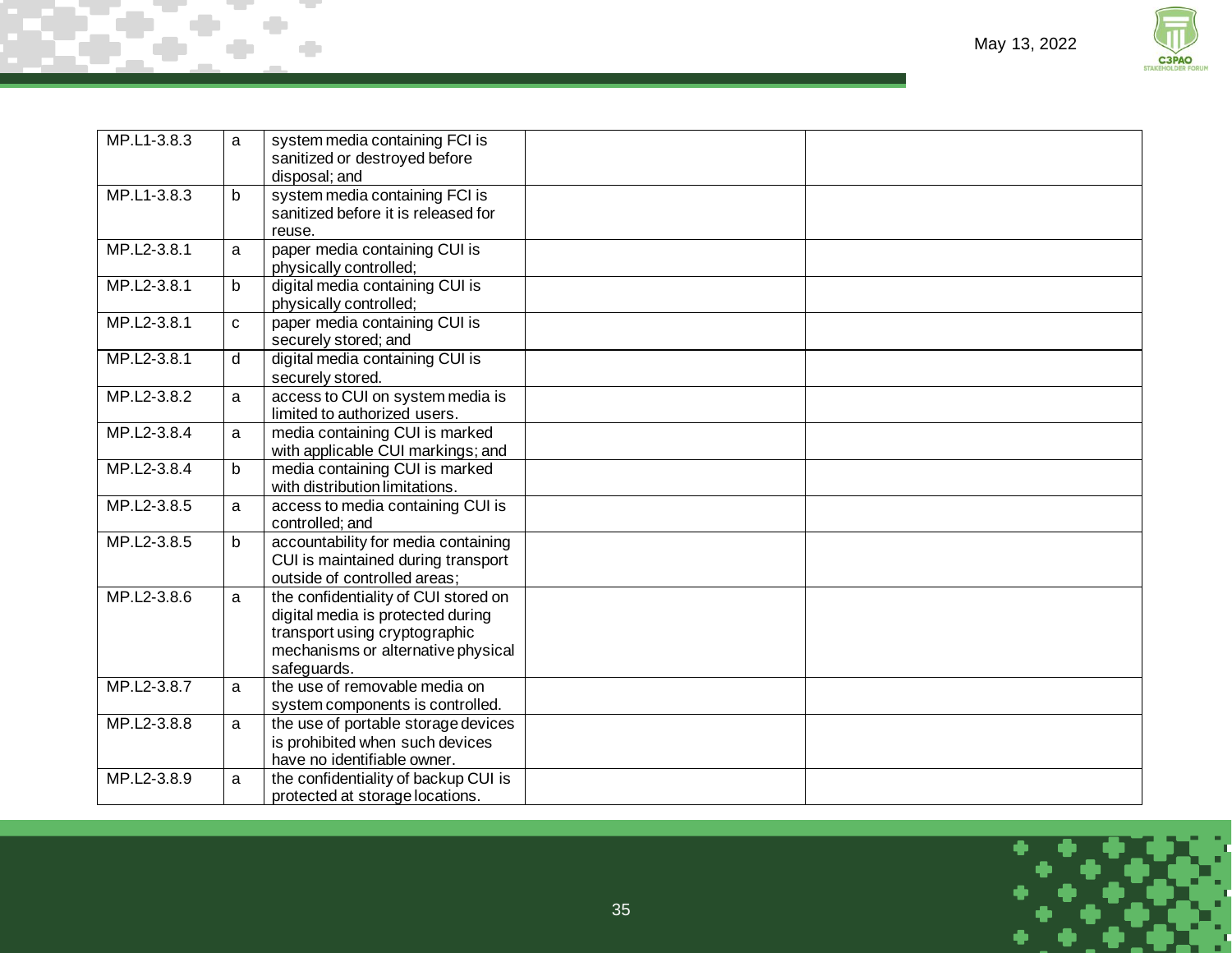| | | | | |
|---|---|---|---|---|
| MP.L1-3.8.3 | a | system media containing FCI is sanitized or destroyed before disposal; and | | |
| MP.L1-3.8.3 | b | system media containing FCI is sanitized before it is released for reuse. | | |
| MP.L2-3.8.1 | a | paper media containing CUI is physically controlled; | | |
| MP.L2-3.8.1 | b | digital media containing CUI is physically controlled; | | |
| MP.L2-3.8.1 | c | paper media containing CUI is securely stored; and | | |
| MP.L2-3.8.1 | d | digital media containing CUI is securely stored. | | |
| MP.L2-3.8.2 | a | access to CUI on system media is limited to authorized users. | | |
| MP.L2-3.8.4 | a | media containing CUI is marked with applicable CUI markings; and | | |
| MP.L2-3.8.4 | b | media containing CUI is marked with distribution limitations. | | |
| MP.L2-3.8.5 | a | access to media containing CUI is controlled; and | | |
| MP.L2-3.8.5 | b | accountability for media containing CUI is maintained during transport outside of controlled areas; | | |
| MP.L2-3.8.6 | a | the confidentiality of CUI stored on digital media is protected during transport using cryptographic mechanisms or alternative physical safeguards. | | |
| MP.L2-3.8.7 | a | the use of removable media on system components is controlled. | | |
| MP.L2-3.8.8 | a | the use of portable storage devices is prohibited when such devices have no identifiable owner. | | |
| MP.L2-3.8.9 | a | the confidentiality of backup CUI is protected at storage locations. | | |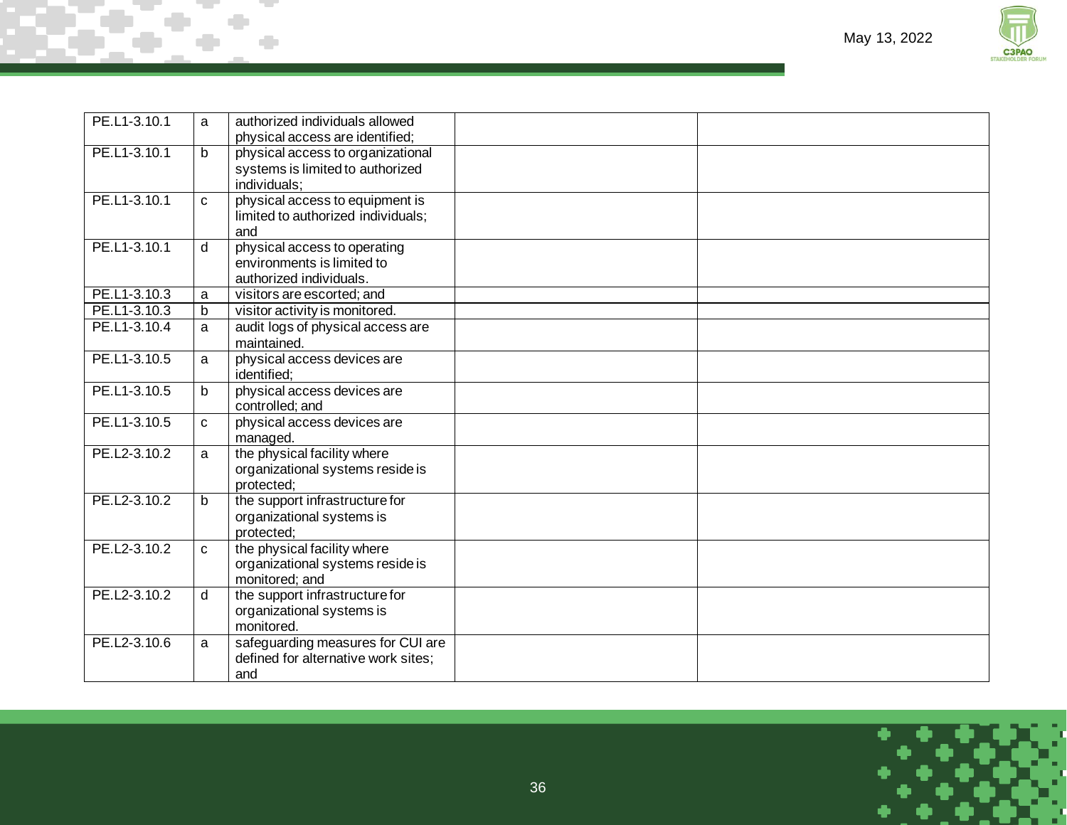| | | | | |
|---|---|---|---|---|
| PE.L1-3.10.1 | a | authorized individuals allowed physical access are identified; | | |
| PE.L1-3.10.1 | b | physical access to organizational systems is limited to authorized individuals; | | |
| PE.L1-3.10.1 | c | physical access to equipment is limited to authorized individuals; and | | |
| PE.L1-3.10.1 | d | physical access to operating environments is limited to authorized individuals. | | |
| PE.L1-3.10.3 | a | visitors are escorted; and | | |
| PE.L1-3.10.3 | b | visitor activity is monitored. | | |
| PE.L1-3.10.4 | a | audit logs of physical access are maintained. | | |
| PE.L1-3.10.5 | a | physical access devices are identified; | | |
| PE.L1-3.10.5 | b | physical access devices are controlled; and | | |
| PE.L1-3.10.5 | c | physical access devices are managed. | | |
| PE.L2-3.10.2 | a | the physical facility where organizational systems reside is protected; | | |
| PE.L2-3.10.2 | b | the support infrastructure for organizational systems is protected; | | |
| PE.L2-3.10.2 | c | the physical facility where organizational systems reside is monitored; and | | |
| PE.L2-3.10.2 | d | the support infrastructure for organizational systems is monitored. | | |
| PE.L2-3.10.6 | a | safeguarding measures for CUI are defined for alternative work sites; and | | |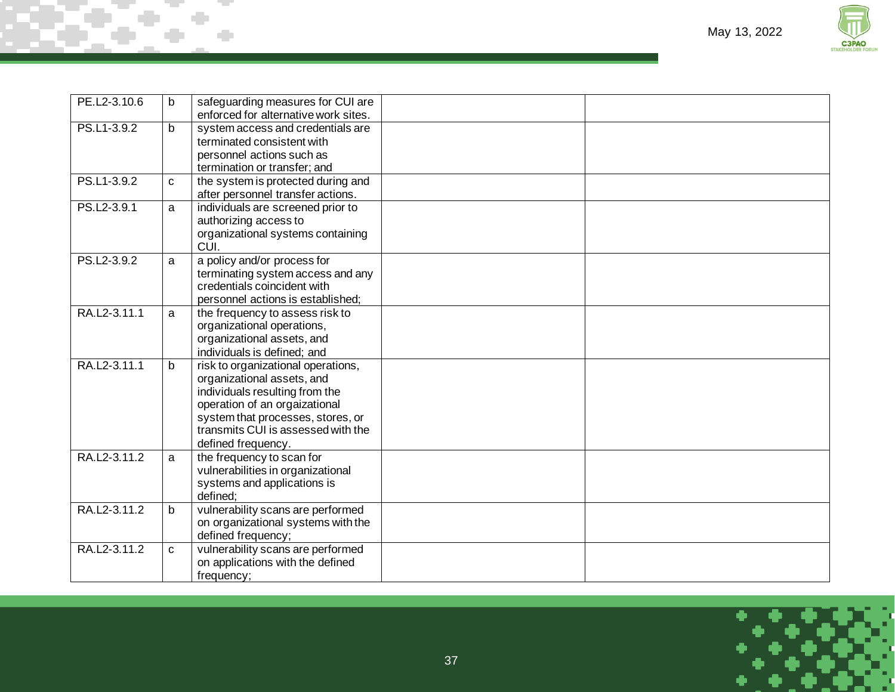| PE.L2-3.10.6 | b | safeguarding measures for CUI are enforced for alternative work sites. | | |
|---|---|---|---|---|
| PS.L1-3.9.2 | b | system access and credentials are terminated consistent with personnel actions such as termination or transfer; and | | |
| PS.L1-3.9.2 | c | the system is protected during and after personnel transfer actions. | | |
| PS.L2-3.9.1 | a | individuals are screened prior to authorizing access to organizational systems containing CUI. | | |
| PS.L2-3.9.2 | a | a policy and/or process for terminating system access and any credentials coincident with personnel actions is established; | | |
| RA.L2-3.11.1 | a | the frequency to assess risk to organizational operations, organizational assets, and individuals is defined; and | | |
| RA.L2-3.11.1 | b | risk to organizational operations, organizational assets, and individuals resulting from the operation of an orgaizational system that processes, stores, or transmits CUI is assessed with the defined frequency. | | |
| RA.L2-3.11.2 | a | the frequency to scan for vulnerabilities in organizational systems and applications is defined; | | |
| RA.L2-3.11.2 | b | vulnerability scans are performed on organizational systems with the defined frequency; | | |
| RA.L2-3.11.2 | c | vulnerability scans are performed on applications with the defined frequency; | | |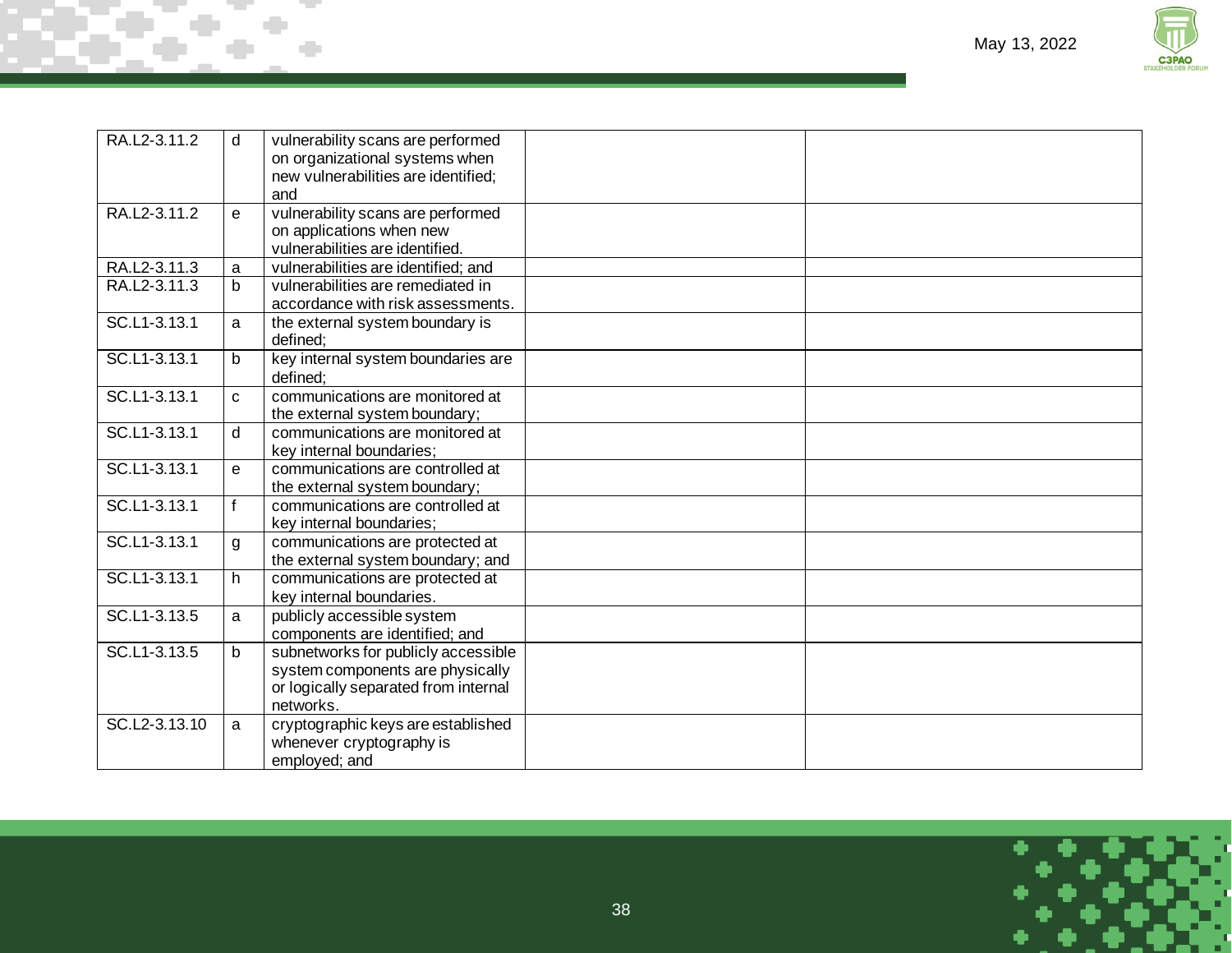| | | | | |
|---|---|---|---|---|
| RA.L2-3.11.2 | d | vulnerability scans are performed on organizational systems when new vulnerabilities are identified; and | | |
| RA.L2-3.11.2 | e | vulnerability scans are performed on applications when new vulnerabilities are identified. | | |
| RA.L2-3.11.3 | a | vulnerabilities are identified; and | | |
| RA.L2-3.11.3 | b | vulnerabilities are remediated in accordance with risk assessments. | | |
| SC.L1-3.13.1 | a | the external system boundary is defined; | | |
| SC.L1-3.13.1 | b | key internal system boundaries are defined; | | |
| SC.L1-3.13.1 | c | communications are monitored at the external system boundary; | | |
| SC.L1-3.13.1 | d | communications are monitored at key internal boundaries; | | |
| SC.L1-3.13.1 | e | communications are controlled at the external system boundary; | | |
| SC.L1-3.13.1 | f | communications are controlled at key internal boundaries; | | |
| SC.L1-3.13.1 | g | communications are protected at the external system boundary; and | | |
| SC.L1-3.13.1 | h | communications are protected at key internal boundaries. | | |
| SC.L1-3.13.5 | a | publicly accessible system components are identified; and | | |
| SC.L1-3.13.5 | b | subnetworks for publicly accessible system components are physically or logically separated from internal networks. | | |
| SC.L2-3.13.10 | a | cryptographic keys are established whenever cryptography is employed; and | | |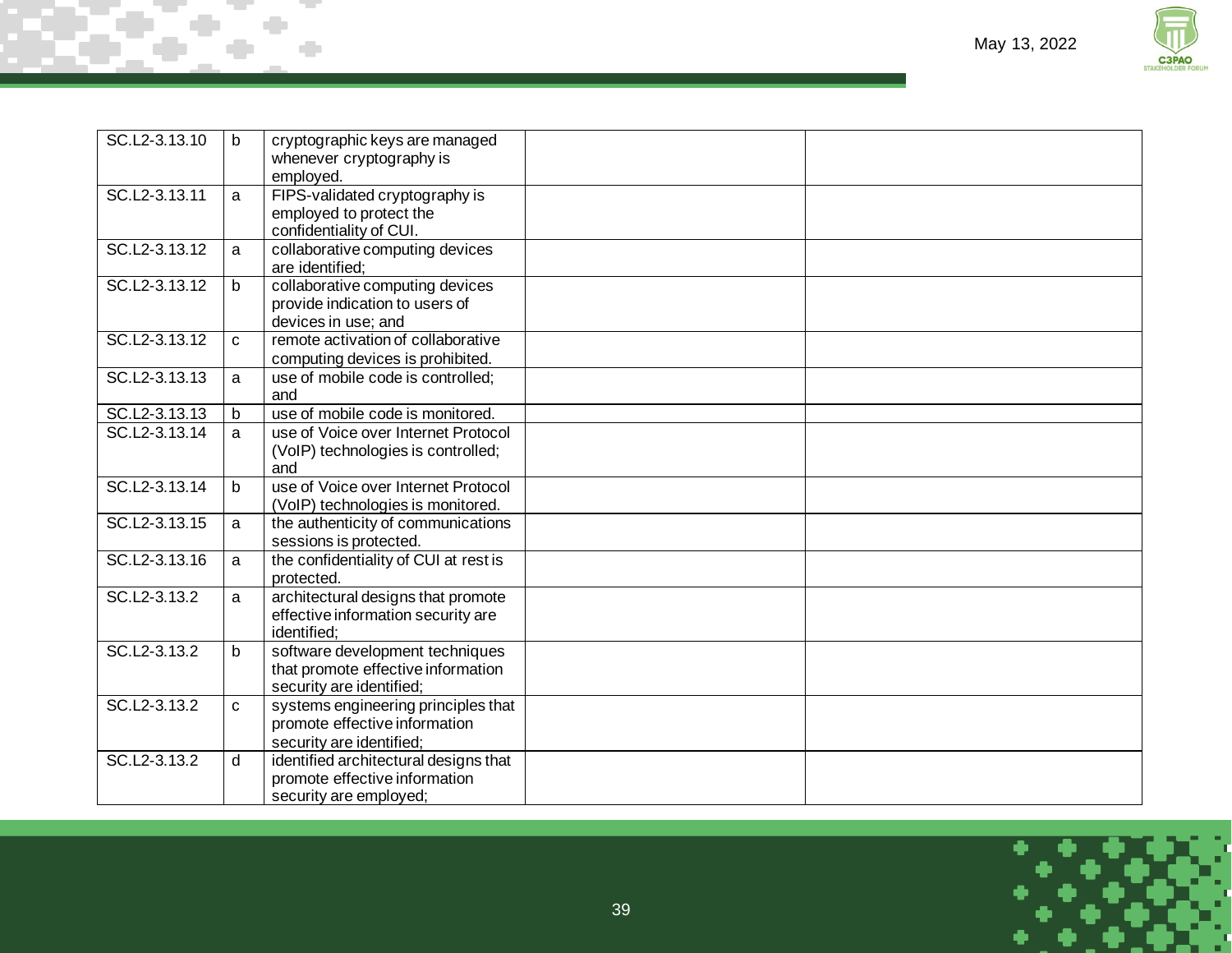| | | | | |
|---|---|---|---|---|
| SC.L2-3.13.10 | b | cryptographic keys are managed whenever cryptography is employed. | | |
| SC.L2-3.13.11 | a | FIPS-validated cryptography is employed to protect the confidentiality of CUI. | | |
| SC.L2-3.13.12 | a | collaborative computing devices are identified; | | |
| SC.L2-3.13.12 | b | collaborative computing devices provide indication to users of devices in use; and | | |
| SC.L2-3.13.12 | c | remote activation of collaborative computing devices is prohibited. | | |
| SC.L2-3.13.13 | a | use of mobile code is controlled; and | | |
| SC.L2-3.13.13 | b | use of mobile code is monitored. | | |
| SC.L2-3.13.14 | a | use of Voice over Internet Protocol (VoIP) technologies is controlled; and | | |
| SC.L2-3.13.14 | b | use of Voice over Internet Protocol (VoIP) technologies is monitored. | | |
| SC.L2-3.13.15 | a | the authenticity of communications sessions is protected. | | |
| SC.L2-3.13.16 | a | the confidentiality of CUI at rest is protected. | | |
| SC.L2-3.13.2 | a | architectural designs that promote effective information security are identified; | | |
| SC.L2-3.13.2 | b | software development techniques that promote effective information security are identified; | | |
| SC.L2-3.13.2 | c | systems engineering principles that promote effective information security are identified; | | |
| SC.L2-3.13.2 | d | identified architectural designs that promote effective information security are employed; | | |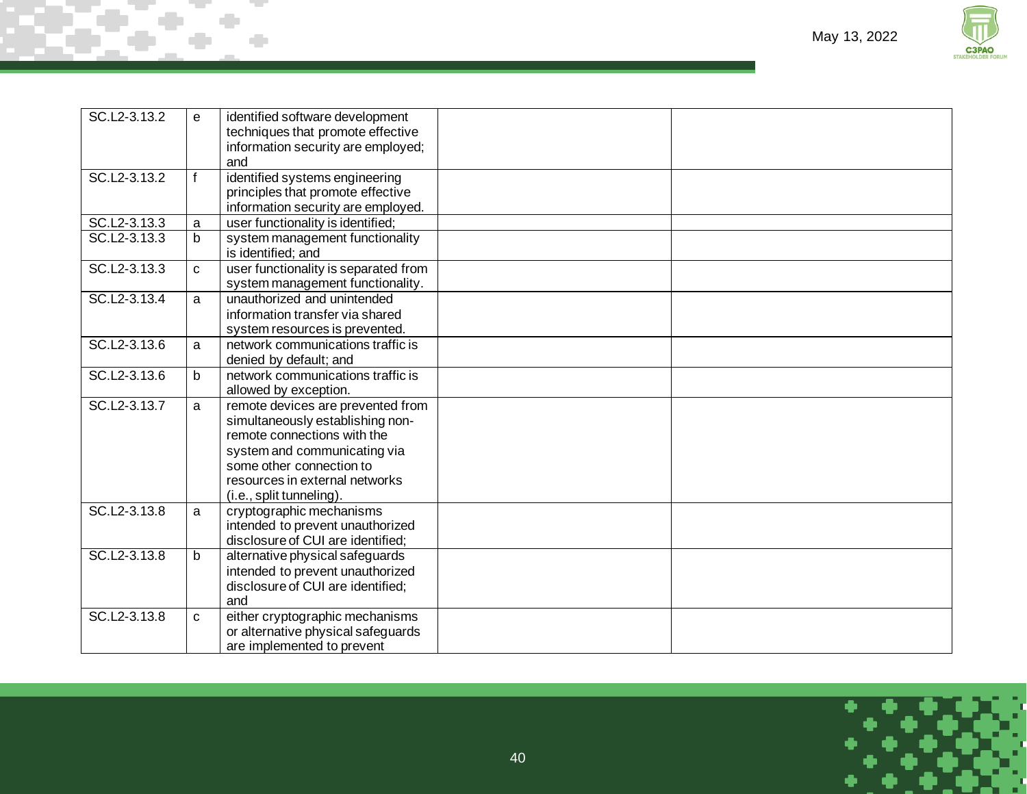| | | | | |
|---|---|---|---|---|
| SC.L2-3.13.2 | e | identified software development techniques that promote effective information security are employed; and | | |
| SC.L2-3.13.2 | f | identified systems engineering principles that promote effective information security are employed. | | |
| SC.L2-3.13.3 | a | user functionality is identified; | | |
| SC.L2-3.13.3 | b | system management functionality is identified; and | | |
| SC.L2-3.13.3 | c | user functionality is separated from system management functionality. | | |
| SC.L2-3.13.4 | a | unauthorized and unintended information transfer via shared system resources is prevented. | | |
| SC.L2-3.13.6 | a | network communications traffic is denied by default; and | | |
| SC.L2-3.13.6 | b | network communications traffic is allowed by exception. | | |
| SC.L2-3.13.7 | a | remote devices are prevented from simultaneously establishing non-remote connections with the system and communicating via some other connection to resources in external networks (i.e., split tunneling). | | |
| SC.L2-3.13.8 | a | cryptographic mechanisms intended to prevent unauthorized disclosure of CUI are identified; | | |
| SC.L2-3.13.8 | b | alternative physical safeguards intended to prevent unauthorized disclosure of CUI are identified; and | | |
| SC.L2-3.13.8 | c | either cryptographic mechanisms or alternative physical safeguards are implemented to prevent | | |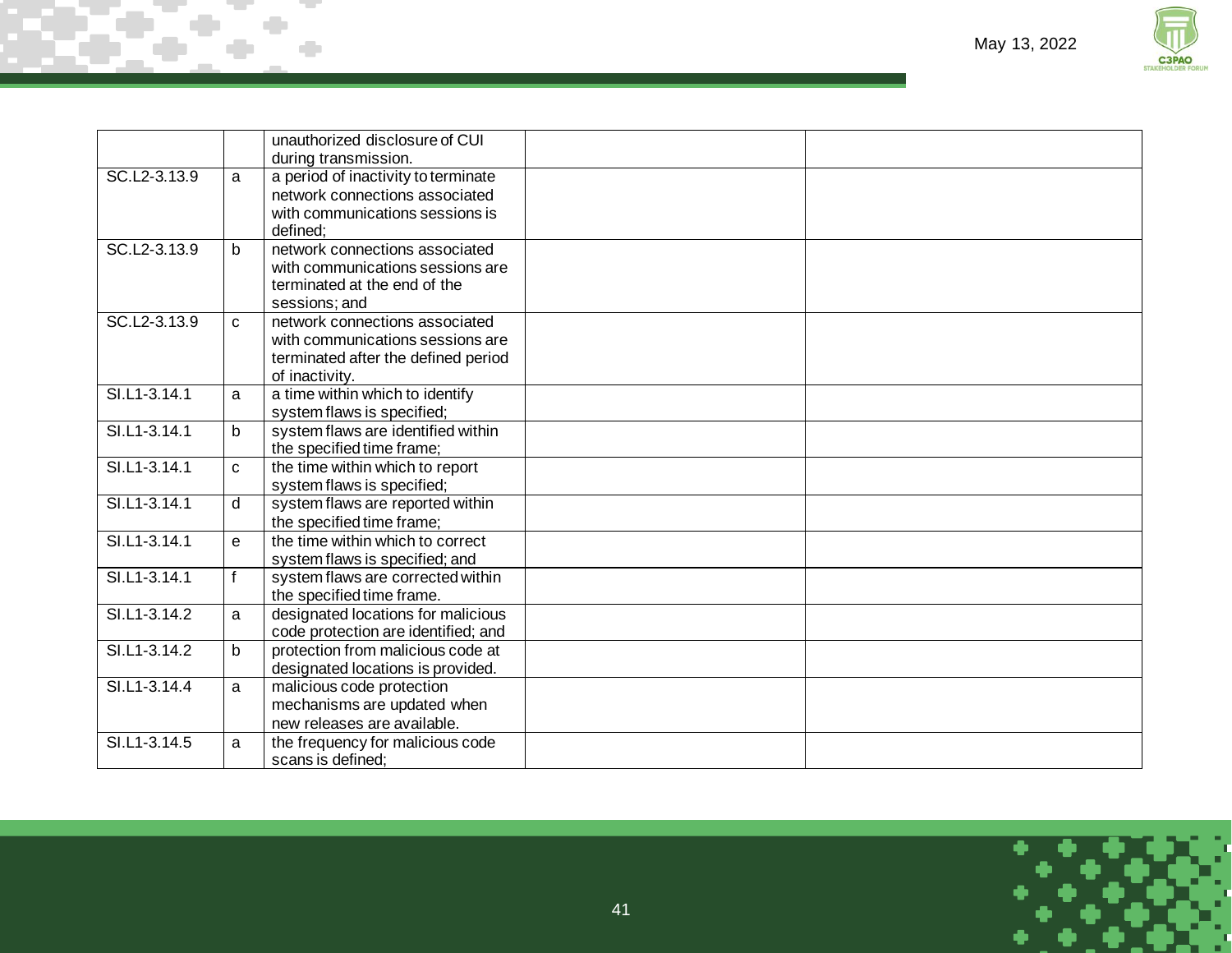| | | | | |
|---|---|---|---|---|
| | | unauthorized disclosure of CUI during transmission. | | |
| SC.L2-3.13.9 | a | a period of inactivity to terminate network connections associated with communications sessions is defined; | | |
| SC.L2-3.13.9 | b | network connections associated with communications sessions are terminated at the end of the sessions; and | | |
| SC.L2-3.13.9 | c | network connections associated with communications sessions are terminated after the defined period of inactivity. | | |
| SI.L1-3.14.1 | a | a time within which to identify system flaws is specified; | | |
| SI.L1-3.14.1 | b | system flaws are identified within the specified time frame; | | |
| SI.L1-3.14.1 | c | the time within which to report system flaws is specified; | | |
| SI.L1-3.14.1 | d | system flaws are reported within the specified time frame; | | |
| SI.L1-3.14.1 | e | the time within which to correct system flaws is specified; and | | |
| SI.L1-3.14.1 | f | system flaws are corrected within the specified time frame. | | |
| SI.L1-3.14.2 | a | designated locations for malicious code protection are identified; and | | |
| SI.L1-3.14.2 | b | protection from malicious code at designated locations is provided. | | |
| SI.L1-3.14.4 | a | malicious code protection mechanisms are updated when new releases are available. | | |
| SI.L1-3.14.5 | a | the frequency for malicious code scans is defined; | | |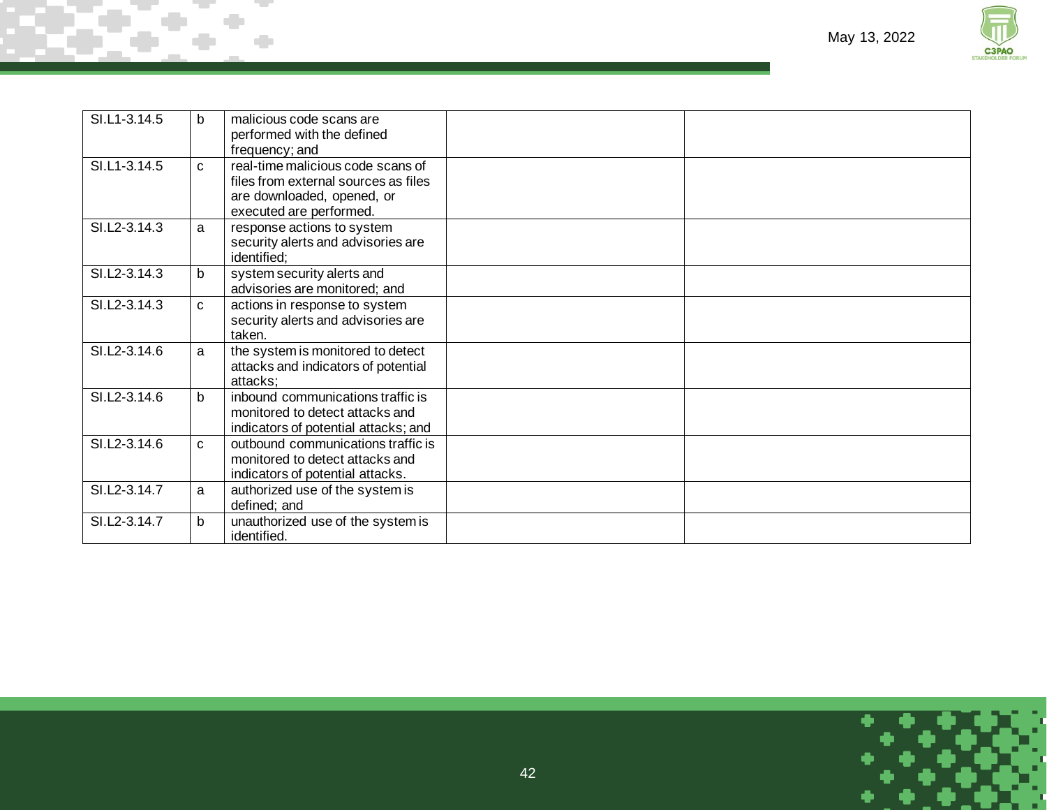| | | | | |
|---|---|---|---|---|
| SI.L1-3.14.5 | b | malicious code scans are performed with the defined frequency; and | | |
| SI.L1-3.14.5 | c | real-time malicious code scans of files from external sources as files are downloaded, opened, or executed are performed. | | |
| SI.L2-3.14.3 | a | response actions to system security alerts and advisories are identified; | | |
| SI.L2-3.14.3 | b | system security alerts and advisories are monitored; and | | |
| SI.L2-3.14.3 | c | actions in response to system security alerts and advisories are taken. | | |
| SI.L2-3.14.6 | a | the system is monitored to detect attacks and indicators of potential attacks; | | |
| SI.L2-3.14.6 | b | inbound communications traffic is monitored to detect attacks and indicators of potential attacks; and | | |
| SI.L2-3.14.6 | c | outbound communications traffic is monitored to detect attacks and indicators of potential attacks. | | |
| SI.L2-3.14.7 | a | authorized use of the system is defined; and | | |
| SI.L2-3.14.7 | b | unauthorized use of the system is identified. | | |